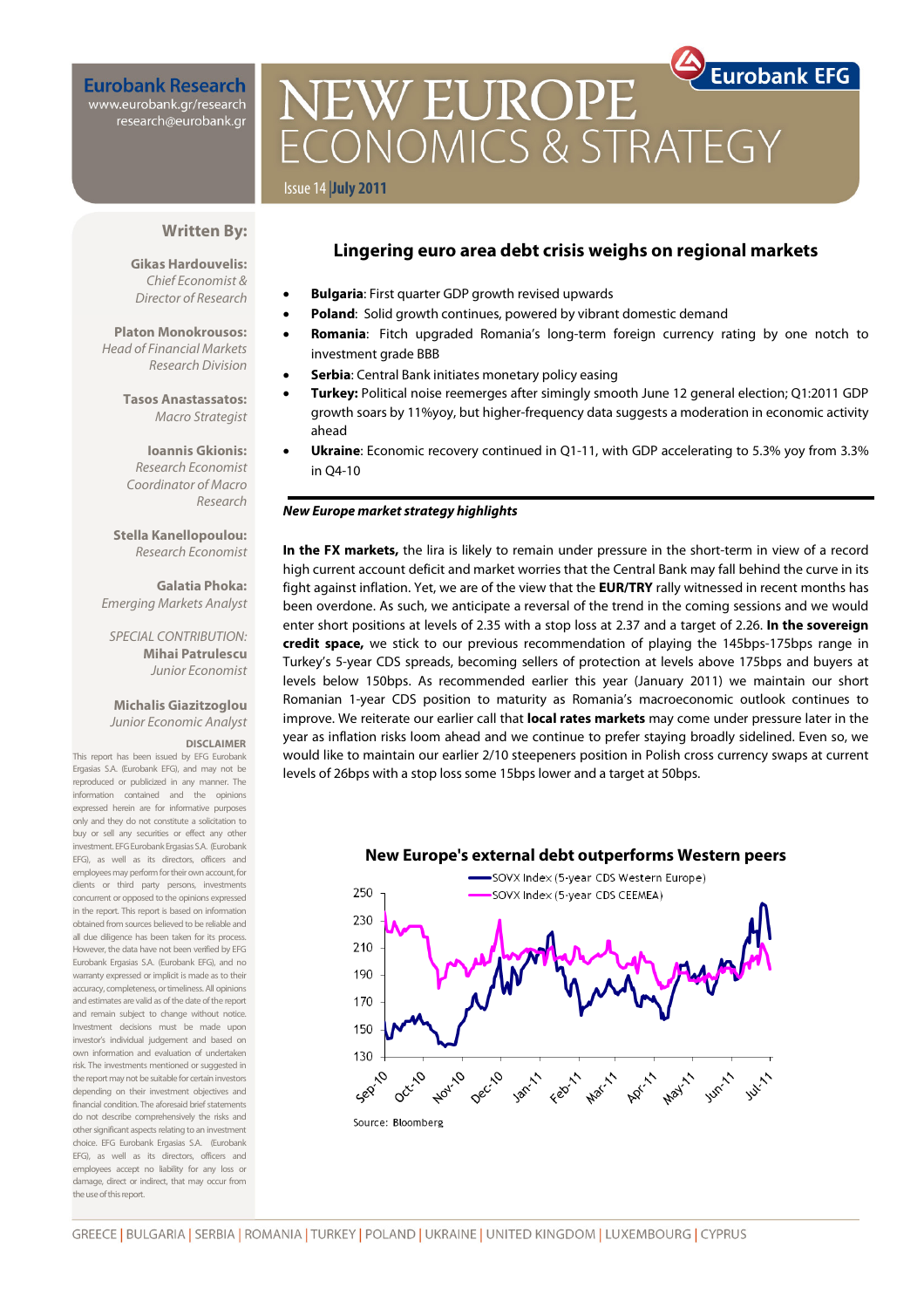**Eurobank Research**
www.eurobank.gr/research
research@eurobank.gr

# NEW EUROPE ECONOMICS & STRATEGY

Eurobank EFG

Issue 14 | July 2011

**Written By:**

**Gikas Hardouvelis:**
*Chief Economist & Director of Research*

**Platon Monokrousos:**
*Head of Financial Markets Research Division*

**Tasos Anastassatos:**
*Macro Strategist*

**Ioannis Gkionis:**
*Research Economist Coordinator of Macro Research*

**Stella Kanellopoulou:**
*Research Economist*

**Galatia Phoka:**
*Emerging Markets Analyst*

*SPECIAL CONTRIBUTION:*
**Mihai Patrulescu**
*Junior Economist*

**Michalis Giazitzoglou**
*Junior Economic Analyst*

**DISCLAIMER**
This report has been issued by EFG Eurobank Ergasias S.A. (Eurobank EFG), and may not be reproduced or publicized in any manner. The information contained and the opinions expressed herein are for informative purposes only and they do not constitute a solicitation to buy or sell any securities or effect any other investment. EFG Eurobank Ergasias S.A. (Eurobank EFG), as well as its directors, officers and employees may perform for their own account, for clients or third party persons, investments concurrent or opposed to the opinions expressed in the report. This report is based on information obtained from sources believed to be reliable and all due diligence has been taken for its process. However, the data have not been verified by EFG Eurobank Ergasias S.A. (Eurobank EFG), and no warranty expressed or implicit is made as to their accuracy, completeness, or timeliness. All opinions and estimates are valid as of the date of the report and remain subject to change without notice. Investment decisions must be made upon investor's individual judgement and based on own information and evaluation of undertaken risk. The investments mentioned or suggested in the report may not be suitable for certain investors depending on their investment objectives and financial condition. The aforesaid brief statements do not describe comprehensively the risks and other significant aspects relating to an investment choice. EFG Eurobank Ergasias S.A. (Eurobank EFG), as well as its directors, officers and employees accept no liability for any loss or damage, direct or indirect, that may occur from the use of this report.

## Lingering euro area debt crisis weighs on regional markets

- **Bulgaria**: First quarter GDP growth revised upwards
- **Poland**: Solid growth continues, powered by vibrant domestic demand
- **Romania**: Fitch upgraded Romania's long-term foreign currency rating by one notch to investment grade BBB
- **Serbia**: Central Bank initiates monetary policy easing
- **Turkey:** Political noise reemerges after simingly smooth June 12 general election; Q1:2011 GDP growth soars by 11%yoy, but higher-frequency data suggests a moderation in economic activity ahead
- **Ukraine**: Economic recovery continued in Q1-11, with GDP accelerating to 5.3% yoy from 3.3% in Q4-10

***New Europe market strategy highlights***

**In the FX markets,** the lira is likely to remain under pressure in the short-term in view of a record high current account deficit and market worries that the Central Bank may fall behind the curve in its fight against inflation. Yet, we are of the view that the **EUR/TRY** rally witnessed in recent months has been overdone. As such, we anticipate a reversal of the trend in the coming sessions and we would enter short positions at levels of 2.35 with a stop loss at 2.37 and a target of 2.26. **In the sovereign credit space,** we stick to our previous recommendation of playing the 145bps-175bps range in Turkey's 5-year CDS spreads, becoming sellers of protection at levels above 175bps and buyers at levels below 150bps. As recommended earlier this year (January 2011) we maintain our short Romanian 1-year CDS position to maturity as Romania's macroeconomic outlook continues to improve. We reiterate our earlier call that **local rates markets** may come under pressure later in the year as inflation risks loom ahead and we continue to prefer staying broadly sidelined. Even so, we would like to maintain our earlier 2/10 steepeners position in Polish cross currency swaps at current levels of 26bps with a stop loss some 15bps lower and a target at 50bps.

**New Europe's external debt outperforms Western peers**

Source: Bloomberg

GREECE | BULGARIA | SERBIA | ROMANIA | TURKEY | POLAND | UKRAINE | UNITED KINGDOM | LUXEMBOURG | CYPRUS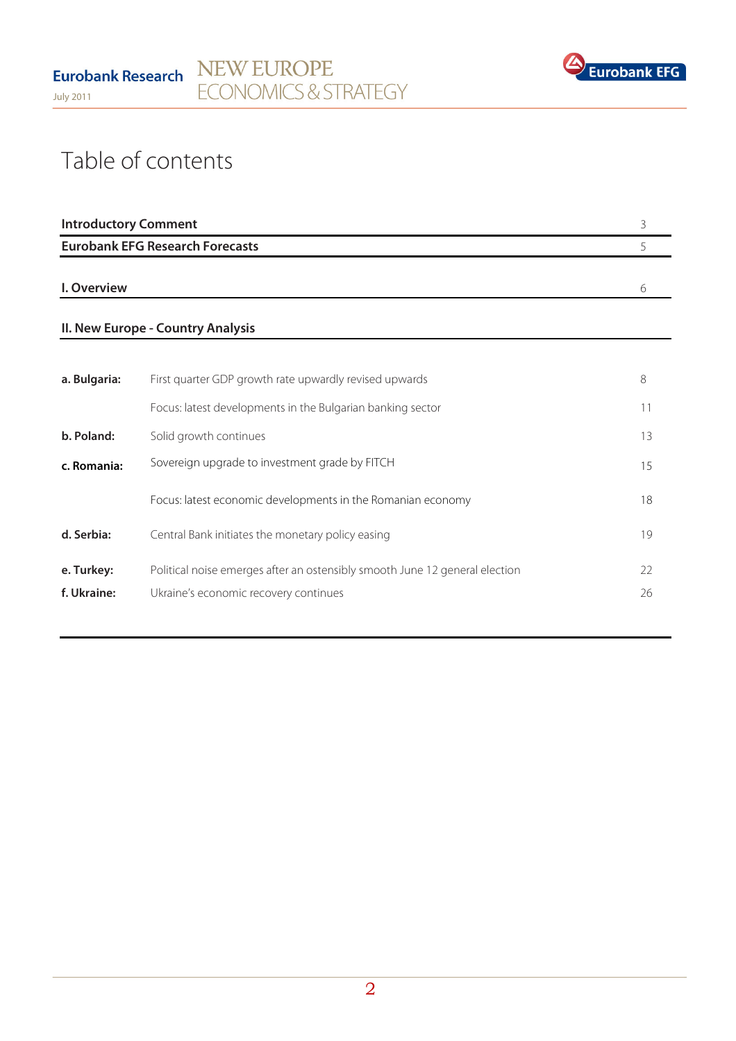# Table of contents

| | | |
|---|---|---|
| **Introductory Comment** | | 3 |
| **Eurobank EFG Research Forecasts** | | 5 |
| **I. Overview** | | 6 |
| **II. New Europe - Country Analysis** | | |
| **a. Bulgaria:** | First quarter GDP growth rate upwardly revised upwards | 8 |
| | Focus: latest developments in the Bulgarian banking sector | 11 |
| **b. Poland:** | Solid growth continues | 13 |
| **c. Romania:** | Sovereign upgrade to investment grade by FITCH | 15 |
| | Focus: latest economic developments in the Romanian economy | 18 |
| **d. Serbia:** | Central Bank initiates the monetary policy easing | 19 |
| **e. Turkey:** | Political noise emerges after an ostensibly smooth June 12 general election | 22 |
| **f. Ukraine:** | Ukraine's economic recovery continues | 26 |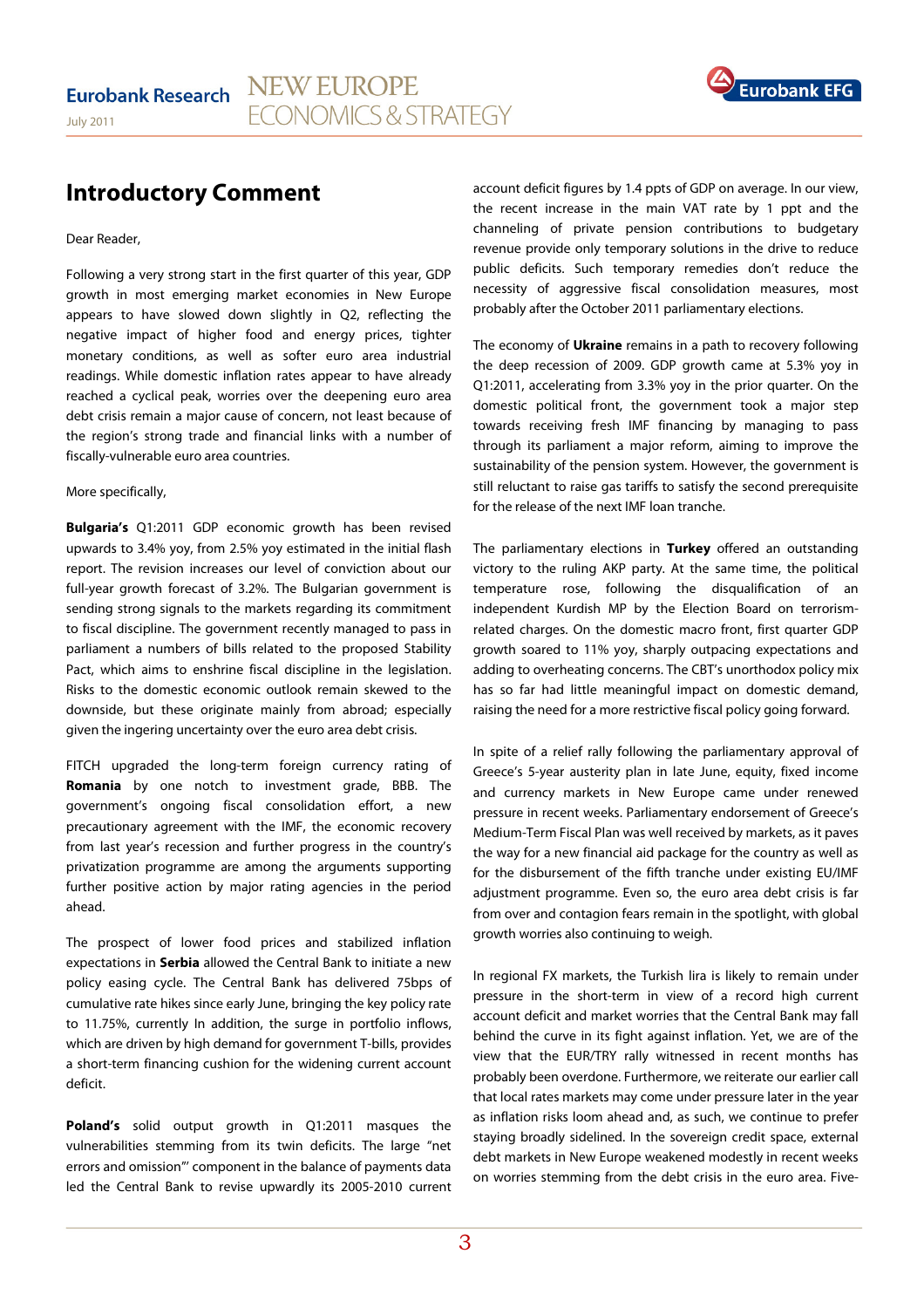# Introductory Comment

Dear Reader,

Following a very strong start in the first quarter of this year, GDP growth in most emerging market economies in New Europe appears to have slowed down slightly in Q2, reflecting the negative impact of higher food and energy prices, tighter monetary conditions, as well as softer euro area industrial readings. While domestic inflation rates appear to have already reached a cyclical peak, worries over the deepening euro area debt crisis remain a major cause of concern, not least because of the region's strong trade and financial links with a number of fiscally-vulnerable euro area countries.

More specifically,

**Bulgaria's** Q1:2011 GDP economic growth has been revised upwards to 3.4% yoy, from 2.5% yoy estimated in the initial flash report. The revision increases our level of conviction about our full-year growth forecast of 3.2%. The Bulgarian government is sending strong signals to the markets regarding its commitment to fiscal discipline. The government recently managed to pass in parliament a numbers of bills related to the proposed Stability Pact, which aims to enshrine fiscal discipline in the legislation. Risks to the domestic economic outlook remain skewed to the downside, but these originate mainly from abroad; especially given the ingering uncertainty over the euro area debt crisis.

FITCH upgraded the long-term foreign currency rating of **Romania** by one notch to investment grade, BBB. The government's ongoing fiscal consolidation effort, a new precautionary agreement with the IMF, the economic recovery from last year's recession and further progress in the country's privatization programme are among the arguments supporting further positive action by major rating agencies in the period ahead.

The prospect of lower food prices and stabilized inflation expectations in **Serbia** allowed the Central Bank to initiate a new policy easing cycle. The Central Bank has delivered 75bps of cumulative rate hikes since early June, bringing the key policy rate to 11.75%, currently In addition, the surge in portfolio inflows, which are driven by high demand for government T-bills, provides a short-term financing cushion for the widening current account deficit.

**Poland's** solid output growth in Q1:2011 masques the vulnerabilities stemming from its twin deficits. The large "net errors and omission"' component in the balance of payments data led the Central Bank to revise upwardly its 2005-2010 current account deficit figures by 1.4 ppts of GDP on average. In our view, the recent increase in the main VAT rate by 1 ppt and the channeling of private pension contributions to budgetary revenue provide only temporary solutions in the drive to reduce public deficits. Such temporary remedies don't reduce the necessity of aggressive fiscal consolidation measures, most probably after the October 2011 parliamentary elections.

The economy of **Ukraine** remains in a path to recovery following the deep recession of 2009. GDP growth came at 5.3% yoy in Q1:2011, accelerating from 3.3% yoy in the prior quarter. On the domestic political front, the government took a major step towards receiving fresh IMF financing by managing to pass through its parliament a major reform, aiming to improve the sustainability of the pension system. However, the government is still reluctant to raise gas tariffs to satisfy the second prerequisite for the release of the next IMF loan tranche.

The parliamentary elections in **Turkey** offered an outstanding victory to the ruling AKP party. At the same time, the political temperature rose, following the disqualification of an independent Kurdish MP by the Election Board on terrorism-related charges. On the domestic macro front, first quarter GDP growth soared to 11% yoy, sharply outpacing expectations and adding to overheating concerns. The CBT's unorthodox policy mix has so far had little meaningful impact on domestic demand, raising the need for a more restrictive fiscal policy going forward.

In spite of a relief rally following the parliamentary approval of Greece's 5-year austerity plan in late June, equity, fixed income and currency markets in New Europe came under renewed pressure in recent weeks. Parliamentary endorsement of Greece's Medium-Term Fiscal Plan was well received by markets, as it paves the way for a new financial aid package for the country as well as for the disbursement of the fifth tranche under existing EU/IMF adjustment programme. Even so, the euro area debt crisis is far from over and contagion fears remain in the spotlight, with global growth worries also continuing to weigh.

In regional FX markets, the Turkish lira is likely to remain under pressure in the short-term in view of a record high current account deficit and market worries that the Central Bank may fall behind the curve in its fight against inflation. Yet, we are of the view that the EUR/TRY rally witnessed in recent months has probably been overdone. Furthermore, we reiterate our earlier call that local rates markets may come under pressure later in the year as inflation risks loom ahead and, as such, we continue to prefer staying broadly sidelined. In the sovereign credit space, external debt markets in New Europe weakened modestly in recent weeks on worries stemming from the debt crisis in the euro area. Five-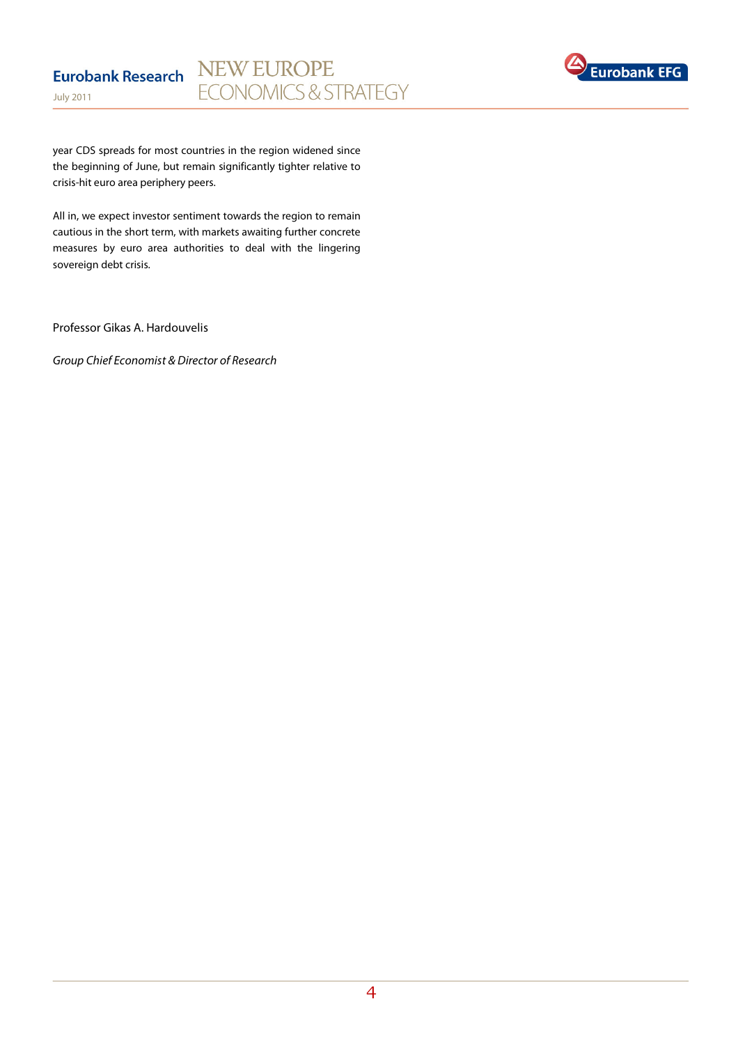year CDS spreads for most countries in the region widened since the beginning of June, but remain significantly tighter relative to crisis-hit euro area periphery peers.

All in, we expect investor sentiment towards the region to remain cautious in the short term, with markets awaiting further concrete measures by euro area authorities to deal with the lingering sovereign debt crisis.

Professor Gikas A. Hardouvelis

*Group Chief Economist & Director of Research*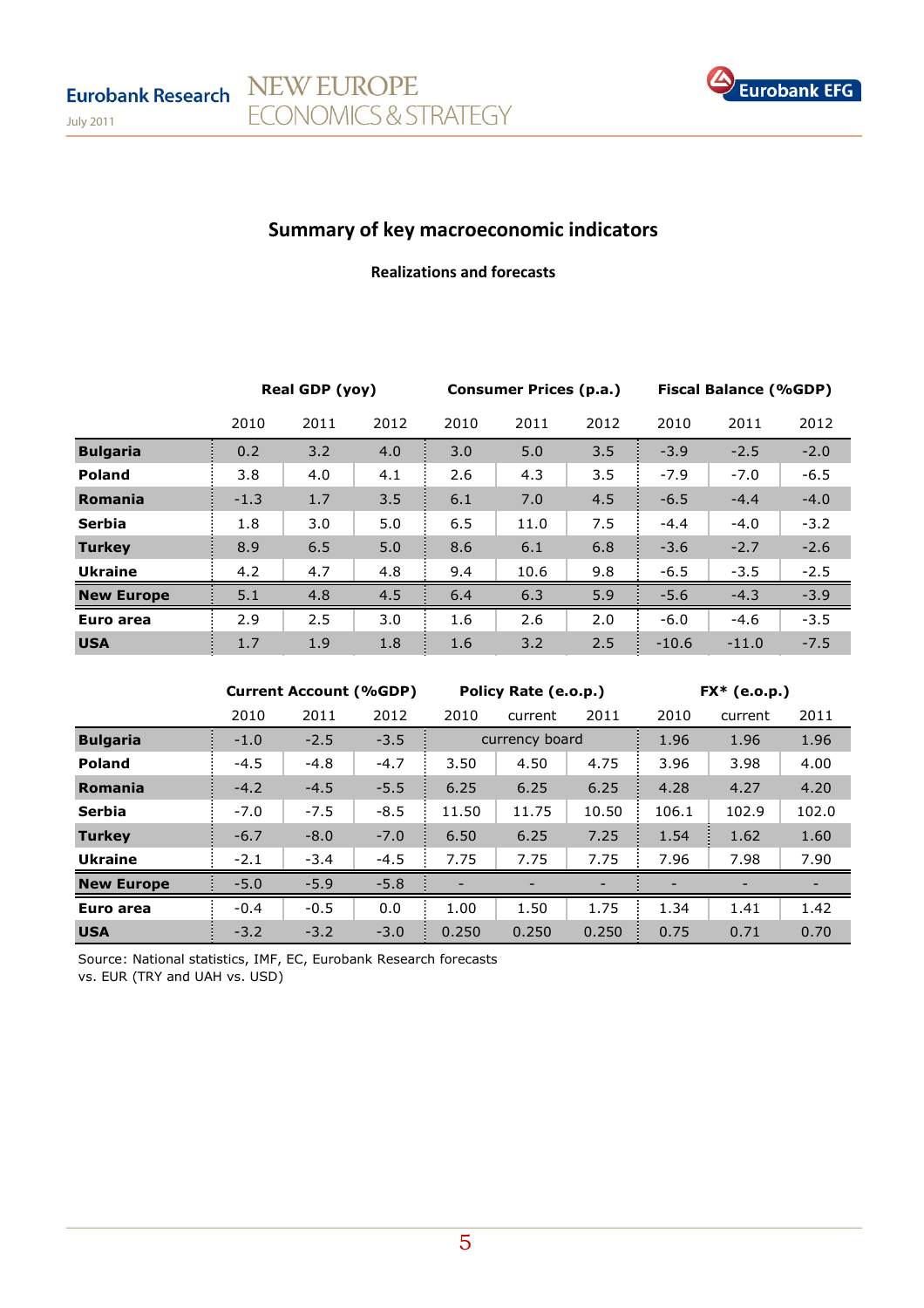## Summary of key macroeconomic indicators

**Realizations and forecasts**

| | Real GDP (yoy) | | | Consumer Prices (p.a.) | | | Fiscal Balance (%GDP) | | |
|---|---|---|---|---|---|---|---|---|---|
| | 2010 | 2011 | 2012 | 2010 | 2011 | 2012 | 2010 | 2011 | 2012 |
| **Bulgaria** | 0.2 | 3.2 | 4.0 | 3.0 | 5.0 | 3.5 | -3.9 | -2.5 | -2.0 |
| **Poland** | 3.8 | 4.0 | 4.1 | 2.6 | 4.3 | 3.5 | -7.9 | -7.0 | -6.5 |
| **Romania** | -1.3 | 1.7 | 3.5 | 6.1 | 7.0 | 4.5 | -6.5 | -4.4 | -4.0 |
| **Serbia** | 1.8 | 3.0 | 5.0 | 6.5 | 11.0 | 7.5 | -4.4 | -4.0 | -3.2 |
| **Turkey** | 8.9 | 6.5 | 5.0 | 8.6 | 6.1 | 6.8 | -3.6 | -2.7 | -2.6 |
| **Ukraine** | 4.2 | 4.7 | 4.8 | 9.4 | 10.6 | 9.8 | -6.5 | -3.5 | -2.5 |
| **New Europe** | 5.1 | 4.8 | 4.5 | 6.4 | 6.3 | 5.9 | -5.6 | -4.3 | -3.9 |
| **Euro area** | 2.9 | 2.5 | 3.0 | 1.6 | 2.6 | 2.0 | -6.0 | -4.6 | -3.5 |
| **USA** | 1.7 | 1.9 | 1.8 | 1.6 | 3.2 | 2.5 | -10.6 | -11.0 | -7.5 |

| | Current Account (%GDP) | | | Policy Rate (e.o.p.) | | | FX* (e.o.p.) | | |
|---|---|---|---|---|---|---|---|---|---|
| | 2010 | 2011 | 2012 | 2010 | current | 2011 | 2010 | current | 2011 |
| **Bulgaria** | -1.0 | -2.5 | -3.5 | currency board | | | 1.96 | 1.96 | 1.96 |
| **Poland** | -4.5 | -4.8 | -4.7 | 3.50 | 4.50 | 4.75 | 3.96 | 3.98 | 4.00 |
| **Romania** | -4.2 | -4.5 | -5.5 | 6.25 | 6.25 | 6.25 | 4.28 | 4.27 | 4.20 |
| **Serbia** | -7.0 | -7.5 | -8.5 | 11.50 | 11.75 | 10.50 | 106.1 | 102.9 | 102.0 |
| **Turkey** | -6.7 | -8.0 | -7.0 | 6.50 | 6.25 | 7.25 | 1.54 | 1.62 | 1.60 |
| **Ukraine** | -2.1 | -3.4 | -4.5 | 7.75 | 7.75 | 7.75 | 7.96 | 7.98 | 7.90 |
| **New Europe** | -5.0 | -5.9 | -5.8 | - | - | - | - | - | - |
| **Euro area** | -0.4 | -0.5 | 0.0 | 1.00 | 1.50 | 1.75 | 1.34 | 1.41 | 1.42 |
| **USA** | -3.2 | -3.2 | -3.0 | 0.250 | 0.250 | 0.250 | 0.75 | 0.71 | 0.70 |

Source: National statistics, IMF, EC, Eurobank Research forecasts
vs. EUR (TRY and UAH vs. USD)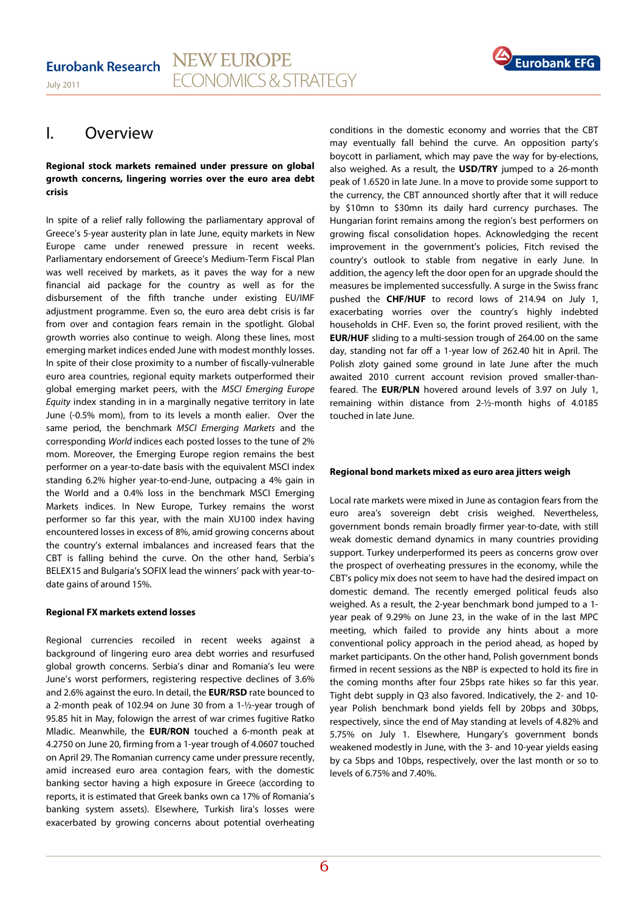# I. Overview

**Regional stock markets remained under pressure on global growth concerns, lingering worries over the euro area debt crisis**

In spite of a relief rally following the parliamentary approval of Greece's 5-year austerity plan in late June, equity markets in New Europe came under renewed pressure in recent weeks. Parliamentary endorsement of Greece's Medium-Term Fiscal Plan was well received by markets, as it paves the way for a new financial aid package for the country as well as for the disbursement of the fifth tranche under existing EU/IMF adjustment programme. Even so, the euro area debt crisis is far from over and contagion fears remain in the spotlight. Global growth worries also continue to weigh. Along these lines, most emerging market indices ended June with modest monthly losses. In spite of their close proximity to a number of fiscally-vulnerable euro area countries, regional equity markets outperformed their global emerging market peers, with the *MSCI Emerging Europe Equity* index standing in in a marginally negative territory in late June (-0.5% mom), from to its levels a month earlier. Over the same period, the benchmark *MSCI Emerging Markets* and the corresponding *World* indices each posted losses to the tune of 2% mom. Moreover, the Emerging Europe region remains the best performer on a year-to-date basis with the equivalent MSCI index standing 6.2% higher year-to-end-June, outpacing a 4% gain in the World and a 0.4% loss in the benchmark MSCI Emerging Markets indices. In New Europe, Turkey remains the worst performer so far this year, with the main XU100 index having encountered losses in excess of 8%, amid growing concerns about the country's external imbalances and increased fears that the CBT is falling behind the curve. On the other hand, Serbia's BELEX15 and Bulgaria's SOFIX lead the winners' pack with year-to-date gains of around 15%.

**Regional FX markets extend losses**

Regional currencies recoiled in recent weeks against a background of lingering euro area debt worries and resurfused global growth concerns. Serbia's dinar and Romania's leu were June's worst performers, registering respective declines of 3.6% and 2.6% against the euro. In detail, the **EUR/RSD** rate bounced to a 2-month peak of 102.94 on June 30 from a 1-½-year trough of 95.85 hit in May, folowign the arrest of war crimes fugitive Ratko Mladic. Meanwhile, the **EUR/RON** touched a 6-month peak at 4.2750 on June 20, firming from a 1-year trough of 4.0607 touched on April 29. The Romanian currency came under pressure recently, amid increased euro area contagion fears, with the domestic banking sector having a high exposure in Greece (according to reports, it is estimated that Greek banks own ca 17% of Romania's banking system assets). Elsewhere, Turkish lira's losses were exacerbated by growing concerns about potential overheating conditions in the domestic economy and worries that the CBT may eventually fall behind the curve. An opposition party's boycott in parliament, which may pave the way for by-elections, also weighed. As a result, the **USD/TRY** jumped to a 26-month peak of 1.6520 in late June. In a move to provide some support to the currency, the CBT announced shortly after that it will reduce by $10mn to $30mn its daily hard currency purchases. The Hungarian forint remains among the region's best performers on growing fiscal consolidation hopes. Acknowledging the recent improvement in the government's policies, Fitch revised the country's outlook to stable from negative in early June. In addition, the agency left the door open for an upgrade should the measures be implemented successfully. A surge in the Swiss franc pushed the **CHF/HUF** to record lows of 214.94 on July 1, exacerbating worries over the country's highly indebted households in CHF. Even so, the forint proved resilient, with the **EUR/HUF** sliding to a multi-session trough of 264.00 on the same day, standing not far off a 1-year low of 262.40 hit in April. The Polish zloty gained some ground in late June after the much awaited 2010 current account revision proved smaller-than-feared. The **EUR/PLN** hovered around levels of 3.97 on July 1, remaining within distance from 2-½-month highs of 4.0185 touched in late June.

**Regional bond markets mixed as euro area jitters weigh**

Local rate markets were mixed in June as contagion fears from the euro area's sovereign debt crisis weighed. Nevertheless, government bonds remain broadly firmer year-to-date, with still weak domestic demand dynamics in many countries providing support. Turkey underperformed its peers as concerns grow over the prospect of overheating pressures in the economy, while the CBT's policy mix does not seem to have had the desired impact on domestic demand. The recently emerged political feuds also weighed. As a result, the 2-year benchmark bond jumped to a 1-year peak of 9.29% on June 23, in the wake of in the last MPC meeting, which failed to provide any hints about a more conventional policy approach in the period ahead, as hoped by market participants. On the other hand, Polish government bonds firmed in recent sessions as the NBP is expected to hold its fire in the coming months after four 25bps rate hikes so far this year. Tight debt supply in Q3 also favored. Indicatively, the 2- and 10-year Polish benchmark bond yields fell by 20bps and 30bps, respectively, since the end of May standing at levels of 4.82% and 5.75% on July 1. Elsewhere, Hungary's government bonds weakened modestly in June, with the 3- and 10-year yields easing by ca 5bps and 10bps, respectively, over the last month or so to levels of 6.75% and 7.40%.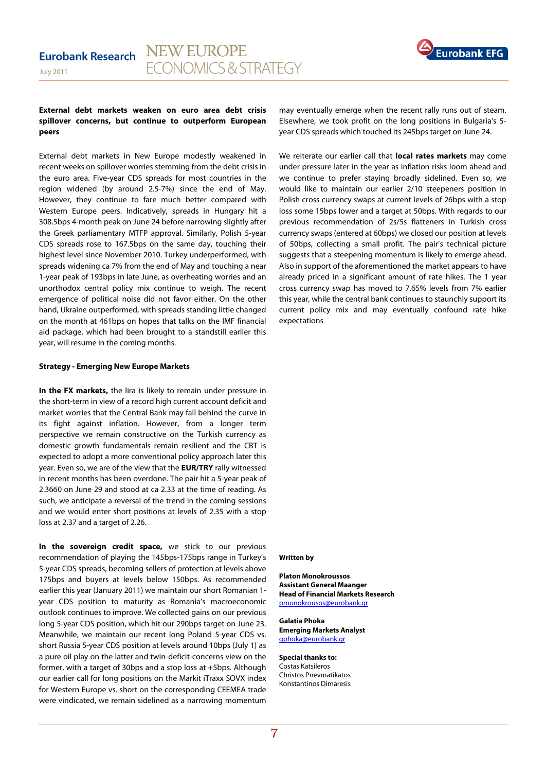**External debt markets weaken on euro area debt crisis spillover concerns, but continue to outperform European peers**

External debt markets in New Europe modestly weakened in recent weeks on spillover worries stemming from the debt crisis in the euro area. Five-year CDS spreads for most countries in the region widened (by around 2.5-7%) since the end of May. However, they continue to fare much better compared with Western Europe peers. Indicatively, spreads in Hungary hit a 308.5bps 4-month peak on June 24 before narrowing slightly after the Greek parliamentary MTFP approval. Similarly, Polish 5-year CDS spreads rose to 167.5bps on the same day, touching their highest level since November 2010. Turkey underperformed, with spreads widening ca 7% from the end of May and touching a near 1-year peak of 193bps in late June, as overheating worries and an unorthodox central policy mix continue to weigh. The recent emergence of political noise did not favor either. On the other hand, Ukraine outperformed, with spreads standing little changed on the month at 461bps on hopes that talks on the IMF financial aid package, which had been brought to a standstill earlier this year, will resume in the coming months.

**Strategy - Emerging New Europe Markets**

**In the FX markets,** the lira is likely to remain under pressure in the short-term in view of a record high current account deficit and market worries that the Central Bank may fall behind the curve in its fight against inflation. However, from a longer term perspective we remain constructive on the Turkish currency as domestic growth fundamentals remain resilient and the CBT is expected to adopt a more conventional policy approach later this year. Even so, we are of the view that the **EUR/TRY** rally witnessed in recent months has been overdone. The pair hit a 5-year peak of 2.3660 on June 29 and stood at ca 2.33 at the time of reading. As such, we anticipate a reversal of the trend in the coming sessions and we would enter short positions at levels of 2.35 with a stop loss at 2.37 and a target of 2.26.

**In the sovereign credit space,** we stick to our previous recommendation of playing the 145bps-175bps range in Turkey's 5-year CDS spreads, becoming sellers of protection at levels above 175bps and buyers at levels below 150bps. As recommended earlier this year (January 2011) we maintain our short Romanian 1-year CDS position to maturity as Romania's macroeconomic outlook continues to improve. We collected gains on our previous long 5-year CDS position, which hit our 290bps target on June 23. Meanwhile, we maintain our recent long Poland 5-year CDS vs. short Russia 5-year CDS position at levels around 10bps (July 1) as a pure oil play on the latter and twin-deficit-concerns view on the former, with a target of 30bps and a stop loss at +5bps. Although our earlier call for long positions on the Markit iTraxx SOVX index for Western Europe vs. short on the corresponding CEEMEA trade were vindicated, we remain sidelined as a narrowing momentum may eventually emerge when the recent rally runs out of steam. Elsewhere, we took profit on the long positions in Bulgaria's 5-year CDS spreads which touched its 245bps target on June 24.

We reiterate our earlier call that **local rates markets** may come under pressure later in the year as inflation risks loom ahead and we continue to prefer staying broadly sidelined. Even so, we would like to maintain our earlier 2/10 steepeners position in Polish cross currency swaps at current levels of 26bps with a stop loss some 15bps lower and a target at 50bps. With regards to our previous recommendation of 2s/5s flatteners in Turkish cross currency swaps (entered at 60bps) we closed our position at levels of 50bps, collecting a small profit. The pair's technical picture suggests that a steepening momentum is likely to emerge ahead. Also in support of the aforementioned the market appears to have already priced in a significant amount of rate hikes. The 1 year cross currency swap has moved to 7.65% levels from 7% earlier this year, while the central bank continues to staunchly support its current policy mix and may eventually confound rate hike expectations

**Written by**

**Platon Monokroussos**
**Assistant General Maanger**
**Head of Financial Markets Research**
pmonokrousos@eurobank.gr

**Galatia Phoka**
**Emerging Markets Analyst**
gphoka@eurobank.gr

**Special thanks to:**
Costas Katsileros
Christos Pnevmatikatos
Konstantinos Dimaresis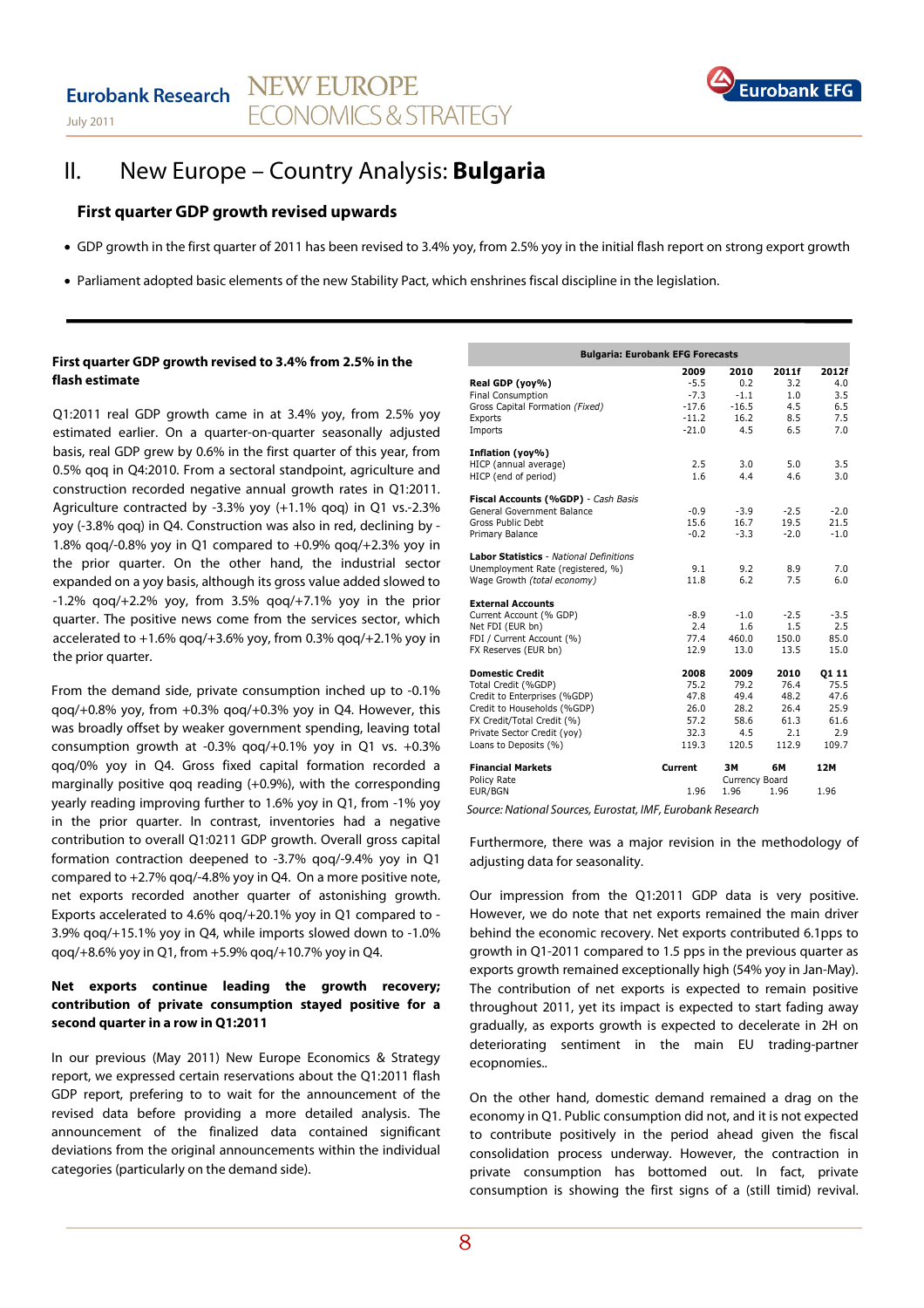# II. New Europe – Country Analysis: **Bulgaria**

## First quarter GDP growth revised upwards

- GDP growth in the first quarter of 2011 has been revised to 3.4% yoy, from 2.5% yoy in the initial flash report on strong export growth
- Parliament adopted basic elements of the new Stability Pact, which enshrines fiscal discipline in the legislation.

**First quarter GDP growth revised to 3.4% from 2.5% in the flash estimate**

Q1:2011 real GDP growth came in at 3.4% yoy, from 2.5% yoy estimated earlier. On a quarter-on-quarter seasonally adjusted basis, real GDP grew by 0.6% in the first quarter of this year, from 0.5% qoq in Q4:2010. From a sectoral standpoint, agriculture and construction recorded negative annual growth rates in Q1:2011. Agriculture contracted by -3.3% yoy (+1.1% qoq) in Q1 vs.-2.3% yoy (-3.8% qoq) in Q4. Construction was also in red, declining by -1.8% qoq/-0.8% yoy in Q1 compared to +0.9% qoq/+2.3% yoy in the prior quarter. On the other hand, the industrial sector expanded on a yoy basis, although its gross value added slowed to -1.2% qoq/+2.2% yoy, from 3.5% qoq/+7.1% yoy in the prior quarter. The positive news come from the services sector, which accelerated to +1.6% qoq/+3.6% yoy, from 0.3% qoq/+2.1% yoy in the prior quarter.

From the demand side, private consumption inched up to -0.1% qoq/+0.8% yoy, from +0.3% qoq/+0.3% yoy in Q4. However, this was broadly offset by weaker government spending, leaving total consumption growth at -0.3% qoq/+0.1% yoy in Q1 vs. +0.3% qoq/0% yoy in Q4. Gross fixed capital formation recorded a marginally positive qoq reading (+0.9%), with the corresponding yearly reading improving further to 1.6% yoy in Q1, from -1% yoy in the prior quarter. In contrast, inventories had a negative contribution to overall Q1:0211 GDP growth. Overall gross capital formation contraction deepened to -3.7% qoq/-9.4% yoy in Q1 compared to +2.7% qoq/-4.8% yoy in Q4. On a more positive note, net exports recorded another quarter of astonishing growth. Exports accelerated to 4.6% qoq/+20.1% yoy in Q1 compared to -3.9% qoq/+15.1% yoy in Q4, while imports slowed down to -1.0% qoq/+8.6% yoy in Q1, from +5.9% qoq/+10.7% yoy in Q4.

**Net exports continue leading the growth recovery; contribution of private consumption stayed positive for a second quarter in a row in Q1:2011**

In our previous (May 2011) New Europe Economics & Strategy report, we expressed certain reservations about the Q1:2011 flash GDP report, prefering to to wait for the announcement of the revised data before providing a more detailed analysis. The announcement of the finalized data contained significant deviations from the original announcements within the individual categories (particularly on the demand side).

| Bulgaria: Eurobank EFG Forecasts | | | | |
|---|---|---|---|---|
| | 2009 | 2010 | 2011f | 2012f |
| **Real GDP (yoy%)** | -5.5 | 0.2 | 3.2 | 4.0 |
| Final Consumption | -7.3 | -1.1 | 1.0 | 3.5 |
| Gross Capital Formation *(Fixed)* | -17.6 | -16.5 | 4.5 | 6.5 |
| Exports | -11.2 | 16.2 | 8.5 | 7.5 |
| Imports | -21.0 | 4.5 | 6.5 | 7.0 |
| **Inflation (yoy%)** | | | | |
| HICP (annual average) | 2.5 | 3.0 | 5.0 | 3.5 |
| HICP (end of period) | 1.6 | 4.4 | 4.6 | 3.0 |
| **Fiscal Accounts (%GDP)** - *Cash Basis* | | | | |
| General Government Balance | -0.9 | -3.9 | -2.5 | -2.0 |
| Gross Public Debt | 15.6 | 16.7 | 19.5 | 21.5 |
| Primary Balance | -0.2 | -3.3 | -2.0 | -1.0 |
| **Labor Statistics** - *National Definitions* | | | | |
| Unemployment Rate (registered, %) | 9.1 | 9.2 | 8.9 | 7.0 |
| Wage Growth *(total economy)* | 11.8 | 6.2 | 7.5 | 6.0 |
| **External Accounts** | | | | |
| Current Account (% GDP) | -8.9 | -1.0 | -2.5 | -3.5 |
| Net FDI (EUR bn) | 2.4 | 1.6 | 1.5 | 2.5 |
| FDI / Current Account (%) | 77.4 | 460.0 | 150.0 | 85.0 |
| FX Reserves (EUR bn) | 12.9 | 13.0 | 13.5 | 15.0 |
| **Domestic Credit** | **2008** | **2009** | **2010** | **Q1 11** |
| Total Credit (%GDP) | 75.2 | 79.2 | 76.4 | 75.5 |
| Credit to Enterprises (%GDP) | 47.8 | 49.4 | 48.2 | 47.6 |
| Credit to Households (%GDP) | 26.0 | 28.2 | 26.4 | 25.9 |
| FX Credit/Total Credit (%) | 57.2 | 58.6 | 61.3 | 61.6 |
| Private Sector Credit (yoy) | 32.3 | 4.5 | 2.1 | 2.9 |
| Loans to Deposits (%) | 119.3 | 120.5 | 112.9 | 109.7 |
| **Financial Markets** | **Current** | **3M** | **6M** | **12M** |
| Policy Rate | | Currency Board | | |
| EUR/BGN | 1.96 | 1.96 | 1.96 | 1.96 |

*Source: National Sources, Eurostat, IMF, Eurobank Research*

Furthermore, there was a major revision in the methodology of adjusting data for seasonality.

Our impression from the Q1:2011 GDP data is very positive. However, we do note that net exports remained the main driver behind the economic recovery. Net exports contributed 6.1pps to growth in Q1-2011 compared to 1.5 pps in the previous quarter as exports growth remained exceptionally high (54% yoy in Jan-May). The contribution of net exports is expected to remain positive throughout 2011, yet its impact is expected to start fading away gradually, as exports growth is expected to decelerate in 2H on deteriorating sentiment in the main EU trading-partner ecopnomies..

On the other hand, domestic demand remained a drag on the economy in Q1. Public consumption did not, and it is not expected to contribute positively in the period ahead given the fiscal consolidation process underway. However, the contraction in private consumption has bottomed out. In fact, private consumption is showing the first signs of a (still timid) revival.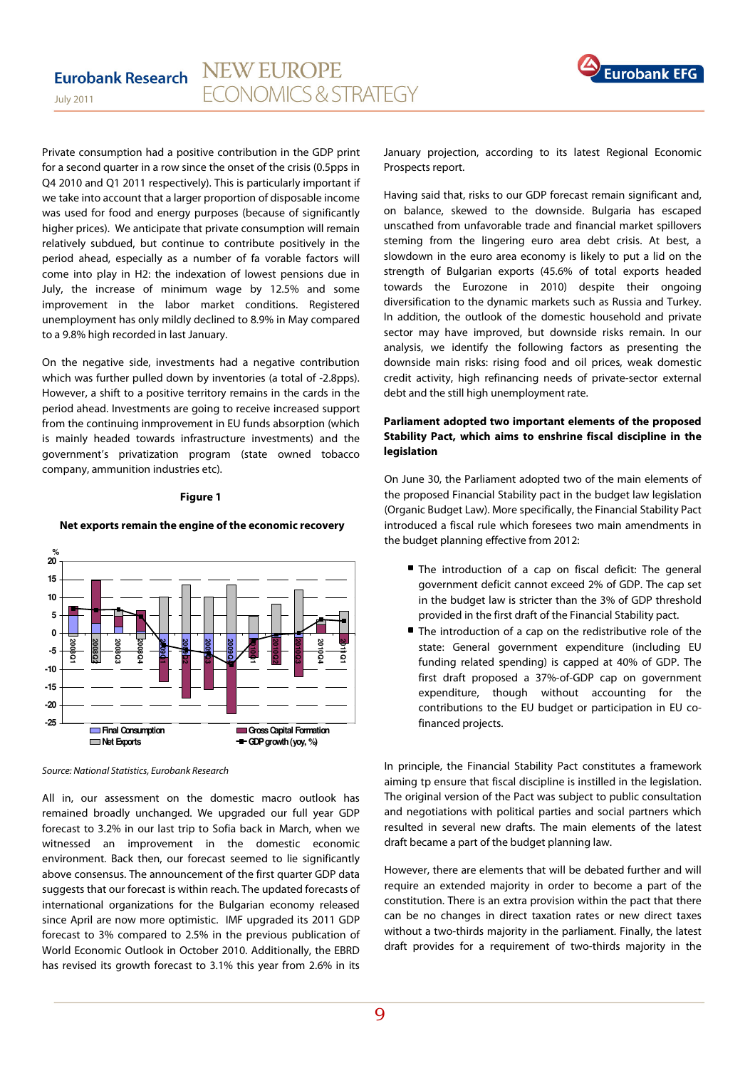Private consumption had a positive contribution in the GDP print for a second quarter in a row since the onset of the crisis (0.5pps in Q4 2010 and Q1 2011 respectively). This is particularly important if we take into account that a larger proportion of disposable income was used for food and energy purposes (because of significantly higher prices). We anticipate that private consumption will remain relatively subdued, but continue to contribute positively in the period ahead, especially as a number of fa vorable factors will come into play in H2: the indexation of lowest pensions due in July, the increase of minimum wage by 12.5% and some improvement in the labor market conditions. Registered unemployment has only mildly declined to 8.9% in May compared to a 9.8% high recorded in last January.

On the negative side, investments had a negative contribution which was further pulled down by inventories (a total of -2.8pps). However, a shift to a positive territory remains in the cards in the period ahead. Investments are going to receive increased support from the continuing innprovement in EU funds absorption (which is mainly headed towards infrastructure investments) and the government's privatization program (state owned tobacco company, ammunition industries etc).

**Figure 1**

**Net exports remain the engine of the economic recovery**

Source: National Statistics, Eurobank Research

All in, our assessment on the domestic macro outlook has remained broadly unchanged. We upgraded our full year GDP forecast to 3.2% in our last trip to Sofia back in March, when we witnessed an improvement in the domestic economic environment. Back then, our forecast seemed to lie significantly above consensus. The announcement of the first quarter GDP data suggests that our forecast is within reach. The updated forecasts of international organizations for the Bulgarian economy released since April are now more optimistic. IMF upgraded its 2011 GDP forecast to 3% compared to 2.5% in the previous publication of World Economic Outlook in October 2010. Additionally, the EBRD has revised its growth forecast to 3.1% this year from 2.6% in its January projection, according to its latest Regional Economic Prospects report.

Having said that, risks to our GDP forecast remain significant and, on balance, skewed to the downside. Bulgaria has escaped unscathed from unfavorable trade and financial market spillovers steming from the lingering euro area debt crisis. At best, a slowdown in the euro area economy is likely to put a lid on the strength of Bulgarian exports (45.6% of total exports headed towards the Eurozone in 2010) despite their ongoing diversification to the dynamic markets such as Russia and Turkey. In addition, the outlook of the domestic household and private sector may have improved, but downside risks remain. In our analysis, we identify the following factors as presenting the downside main risks: rising food and oil prices, weak domestic credit activity, high refinancing needs of private-sector external debt and the still high unemployment rate.

**Parliament adopted two important elements of the proposed Stability Pact, which aims to enshrine fiscal discipline in the legislation**

On June 30, the Parliament adopted two of the main elements of the proposed Financial Stability pact in the budget law legislation (Organic Budget Law). More specifically, the Financial Stability Pact introduced a fiscal rule which foresees two main amendments in the budget planning effective from 2012:

- The introduction of a cap on fiscal deficit: The general government deficit cannot exceed 2% of GDP. The cap set in the budget law is stricter than the 3% of GDP threshold provided in the first draft of the Financial Stability pact.
- The introduction of a cap on the redistributive role of the state: General government expenditure (including EU funding related spending) is capped at 40% of GDP. The first draft proposed a 37%-of-GDP cap on government expenditure, though without accounting for the contributions to the EU budget or participation in EU co-financed projects.

In principle, the Financial Stability Pact constitutes a framework aiming tp ensure that fiscal discipline is instilled in the legislation. The original version of the Pact was subject to public consultation and negotiations with political parties and social partners which resulted in several new drafts. The main elements of the latest draft became a part of the budget planning law.

However, there are elements that will be debated further and will require an extended majority in order to become a part of the constitution. There is an extra provision within the pact that there can be no changes in direct taxation rates or new direct taxes without a two-thirds majority in the parliament. Finally, the latest draft provides for a requirement of two-thirds majority in the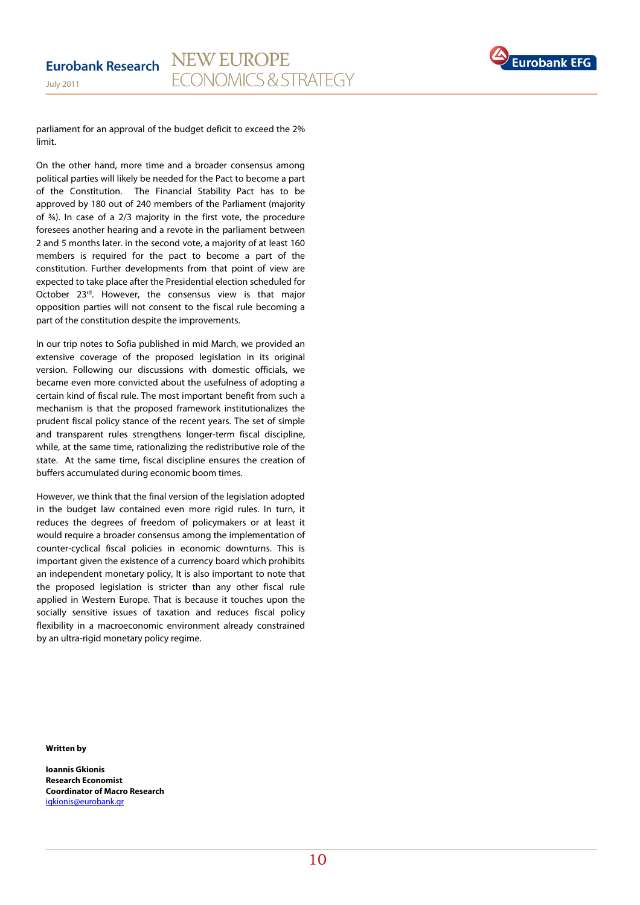parliament for an approval of the budget deficit to exceed the 2% limit.

On the other hand, more time and a broader consensus among political parties will likely be needed for the Pact to become a part of the Constitution. The Financial Stability Pact has to be approved by 180 out of 240 members of the Parliament (majority of ¾). In case of a 2/3 majority in the first vote, the procedure foresees another hearing and a revote in the parliament between 2 and 5 months later. in the second vote, a majority of at least 160 members is required for the pact to become a part of the constitution. Further developments from that point of view are expected to take place after the Presidential election scheduled for October 23rd. However, the consensus view is that major opposition parties will not consent to the fiscal rule becoming a part of the constitution despite the improvements.

In our trip notes to Sofia published in mid March, we provided an extensive coverage of the proposed legislation in its original version. Following our discussions with domestic officials, we became even more convicted about the usefulness of adopting a certain kind of fiscal rule. The most important benefit from such a mechanism is that the proposed framework institutionalizes the prudent fiscal policy stance of the recent years. The set of simple and transparent rules strengthens longer-term fiscal discipline, while, at the same time, rationalizing the redistributive role of the state. At the same time, fiscal discipline ensures the creation of buffers accumulated during economic boom times.

However, we think that the final version of the legislation adopted in the budget law contained even more rigid rules. In turn, it reduces the degrees of freedom of policymakers or at least it would require a broader consensus among the implementation of counter-cyclical fiscal policies in economic downturns. This is important given the existence of a currency board which prohibits an independent monetary policy, It is also important to note that the proposed legislation is stricter than any other fiscal rule applied in Western Europe. That is because it touches upon the socially sensitive issues of taxation and reduces fiscal policy flexibility in a macroeconomic environment already constrained by an ultra-rigid monetary policy regime.

**Written by**

**Ioannis Gkionis**
**Research Economist**
**Coordinator of Macro Research**
igkionis@eurobank.gr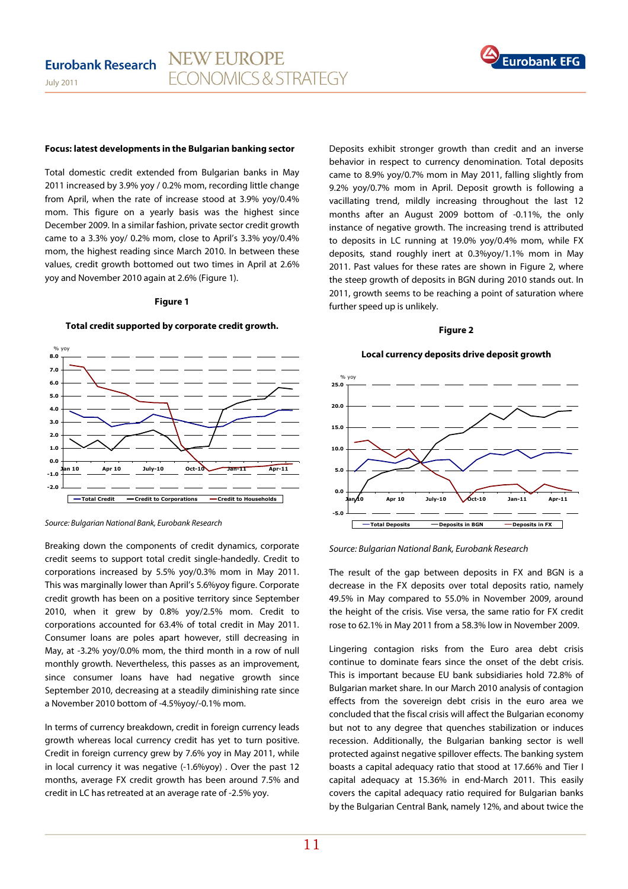**Focus: latest developments in the Bulgarian banking sector**

Total domestic credit extended from Bulgarian banks in May 2011 increased by 3.9% yoy / 0.2% mom, recording little change from April, when the rate of increase stood at 3.9% yoy/0.4% mom. This figure on a yearly basis was the highest since December 2009. In a similar fashion, private sector credit growth came to a 3.3% yoy/ 0.2% mom, close to April's 3.3% yoy/0.4% mom, the highest reading since March 2010. In between these values, credit growth bottomed out two times in April at 2.6% yoy and November 2010 again at 2.6% (Figure 1).

**Figure 1**

**Total credit supported by corporate credit growth.**

Source: Bulgarian National Bank, Eurobank Research

Breaking down the components of credit dynamics, corporate credit seems to support total credit single-handedly. Credit to corporations increased by 5.5% yoy/0.3% mom in May 2011. This was marginally lower than April's 5.6%yoy figure. Corporate credit growth has been on a positive territory since September 2010, when it grew by 0.8% yoy/2.5% mom. Credit to corporations accounted for 63.4% of total credit in May 2011. Consumer loans are poles apart however, still decreasing in May, at -3.2% yoy/0.0% mom, the third month in a row of null monthly growth. Nevertheless, this passes as an improvement, since consumer loans have had negative growth since September 2010, decreasing at a steadily diminishing rate since a November 2010 bottom of -4.5%yoy/-0.1% mom.

In terms of currency breakdown, credit in foreign currency leads growth whereas local currency credit has yet to turn positive. Credit in foreign currency grew by 7.6% yoy in May 2011, while in local currency it was negative (-1.6%yoy) . Over the past 12 months, average FX credit growth has been around 7.5% and credit in LC has retreated at an average rate of -2.5% yoy.

Deposits exhibit stronger growth than credit and an inverse behavior in respect to currency denomination. Total deposits came to 8.9% yoy/0.7% mom in May 2011, falling slightly from 9.2% yoy/0.7% mom in April. Deposit growth is following a vacillating trend, mildly increasing throughout the last 12 months after an August 2009 bottom of -0.11%, the only instance of negative growth. The increasing trend is attributed to deposits in LC running at 19.0% yoy/0.4% mom, while FX deposits, stand roughly inert at 0.3%yoy/1.1% mom in May 2011. Past values for these rates are shown in Figure 2, where the steep growth of deposits in BGN during 2010 stands out. In 2011, growth seems to be reaching a point of saturation where further speed up is unlikely.

**Figure 2**

**Local currency deposits drive deposit growth**

Source: Bulgarian National Bank, Eurobank Research

The result of the gap between deposits in FX and BGN is a decrease in the FX deposits over total deposits ratio, namely 49.5% in May compared to 55.0% in November 2009, around the height of the crisis. Vise versa, the same ratio for FX credit rose to 62.1% in May 2011 from a 58.3% low in November 2009.

Lingering contagion risks from the Euro area debt crisis continue to dominate fears since the onset of the debt crisis. This is important because EU bank subsidiaries hold 72.8% of Bulgarian market share. In our March 2010 analysis of contagion effects from the sovereign debt crisis in the euro area we concluded that the fiscal crisis will affect the Bulgarian economy but not to any degree that quenches stabilization or induces recession. Additionally, the Bulgarian banking sector is well protected against negative spillover effects. The banking system boasts a capital adequacy ratio that stood at 17.66% and Tier I capital adequacy at 15.36% in end-March 2011. This easily covers the capital adequacy ratio required for Bulgarian banks by the Bulgarian Central Bank, namely 12%, and about twice the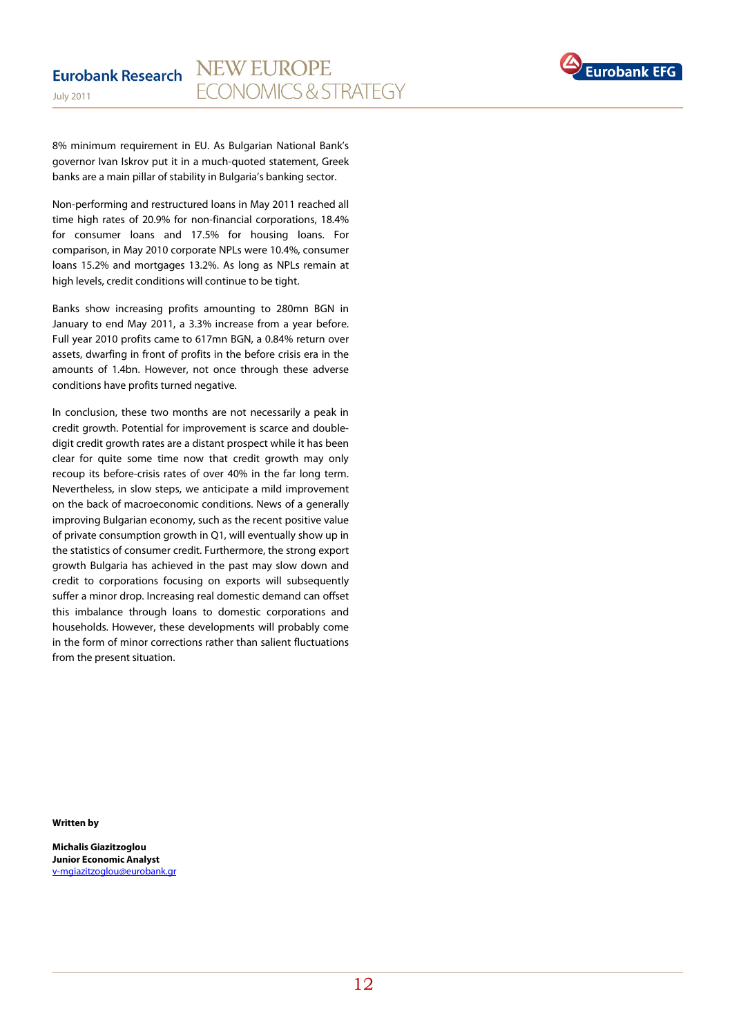8% minimum requirement in EU. As Bulgarian National Bank's governor Ivan Iskrov put it in a much-quoted statement, Greek banks are a main pillar of stability in Bulgaria's banking sector.

Non-performing and restructured loans in May 2011 reached all time high rates of 20.9% for non-financial corporations, 18.4% for consumer loans and 17.5% for housing loans. For comparison, in May 2010 corporate NPLs were 10.4%, consumer loans 15.2% and mortgages 13.2%. As long as NPLs remain at high levels, credit conditions will continue to be tight.

Banks show increasing profits amounting to 280mn BGN in January to end May 2011, a 3.3% increase from a year before. Full year 2010 profits came to 617mn BGN, a 0.84% return over assets, dwarfing in front of profits in the before crisis era in the amounts of 1.4bn. However, not once through these adverse conditions have profits turned negative.

In conclusion, these two months are not necessarily a peak in credit growth. Potential for improvement is scarce and double-digit credit growth rates are a distant prospect while it has been clear for quite some time now that credit growth may only recoup its before-crisis rates of over 40% in the far long term. Nevertheless, in slow steps, we anticipate a mild improvement on the back of macroeconomic conditions. News of a generally improving Bulgarian economy, such as the recent positive value of private consumption growth in Q1, will eventually show up in the statistics of consumer credit. Furthermore, the strong export growth Bulgaria has achieved in the past may slow down and credit to corporations focusing on exports will subsequently suffer a minor drop. Increasing real domestic demand can offset this imbalance through loans to domestic corporations and households. However, these developments will probably come in the form of minor corrections rather than salient fluctuations from the present situation.

**Written by**

**Michalis Giazitzoglou**
**Junior Economic Analyst**
v-mgiazitzoglou@eurobank.gr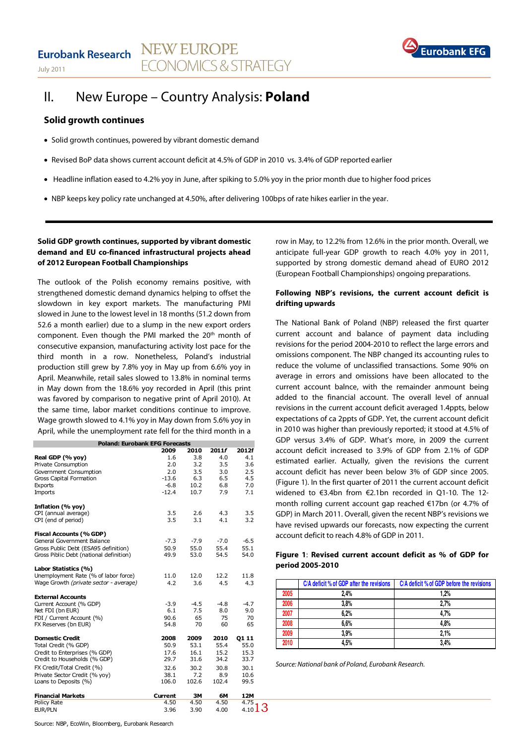# II. New Europe – Country Analysis: **Poland**

## Solid growth continues

- Solid growth continues, powered by vibrant domestic demand
- Revised BoP data shows current account deficit at 4.5% of GDP in 2010 vs. 3.4% of GDP reported earlier
- Headline inflation eased to 4.2% yoy in June, after spiking to 5.0% yoy in the prior month due to higher food prices
- NBP keeps key policy rate unchanged at 4.50%, after delivering 100bps of rate hikes earlier in the year.

**Solid GDP growth continues, supported by vibrant domestic demand and EU co-financed infrastructural projects ahead of 2012 European Football Championships**

The outlook of the Polish economy remains positive, with strengthened domestic demand dynamics helping to offset the slowdown in key export markets. The manufacturing PMI slowed in June to the lowest level in 18 months (51.2 down from 52.6 a month earlier) due to a slump in the new export orders component. Even though the PMI marked the 20th month of consecutive expansion, manufacturing activity lost pace for the third month in a row. Nonetheless, Poland's industrial production still grew by 7.8% yoy in May up from 6.6% yoy in April. Meanwhile, retail sales slowed to 13.8% in nominal terms in May down from the 18.6% yoy recorded in April (this print was favored by comparison to negative print of April 2010). At the same time, labor market conditions continue to improve. Wage growth slowed to 4.1% yoy in May down from 5.6% yoy in April, while the unemployment rate fell for the third month in a row in May, to 12.2% from 12.6% in the prior month. Overall, we anticipate full-year GDP growth to reach 4.0% yoy in 2011, supported by strong domestic demand ahead of EURO 2012 (European Football Championships) ongoing preparations.

| Poland: Eurobank EFG Forecasts | | | | |
|---|---|---|---|---|
| | 2009 | 2010 | 2011f | 2012f |
| **Real GDP (% yoy)** | 1.6 | 3.8 | 4.0 | 4.1 |
| Private Consumption | 2.0 | 3.2 | 3.5 | 3.6 |
| Government Consumption | 2.0 | 3.5 | 3.0 | 2.5 |
| Gross Capital Formation | -13.6 | 6.3 | 6.5 | 4.5 |
| Exports | -6.8 | 10.2 | 6.8 | 7.0 |
| Imports | -12.4 | 10.7 | 7.9 | 7.1 |
| **Inflation (% yoy)** | | | | |
| CPI (annual average) | 3.5 | 2.6 | 4.3 | 3.5 |
| CPI (end of period) | 3.5 | 3.1 | 4.1 | 3.2 |
| **Fiscal Accounts (% GDP)** | | | | |
| General Government Balance | -7.3 | -7.9 | -7.0 | -6.5 |
| Gross Public Debt (ESA95 definition) | 50.9 | 55.0 | 55.4 | 55.1 |
| Gross Piblic Debt (national definition) | 49.9 | 53.0 | 54.5 | 54.0 |
| **Labor Statistics (%)** | | | | |
| Unemployment Rate (% of labor force) | 11.0 | 12.0 | 12.2 | 11.8 |
| Wage Growth *(private sector - average)* | 4.2 | 3.6 | 4.5 | 4.3 |
| **External Accounts** | | | | |
| Current Account (% GDP) | -3.9 | -4.5 | -4.8 | -4.7 |
| Net FDI (bn EUR) | 6.1 | 7.5 | 8.0 | 9.0 |
| FDI / Current Account (%) | 90.6 | 65 | 75 | 70 |
| FX Reserves (bn EUR) | 54.8 | 70 | 60 | 65 |
| **Domestic Credit** | **2008** | **2009** | **2010** | **Q1 11** |
| Total Credit (% GDP) | 50.9 | 53.1 | 55.4 | 55.0 |
| Credit to Enterprises (% GDP) | 17.6 | 16.1 | 15.2 | 15.3 |
| Credit to Households (% GDP) | 29.7 | 31.6 | 34.2 | 33.7 |
| FX Credit/Total Credit (%) | 32.6 | 30.2 | 30.8 | 30.1 |
| Private Sector Credit (% yoy) | 38.1 | 7.2 | 8.9 | 10.6 |
| Loans to Deposits (%) | 106.0 | 102.6 | 102.4 | 99.5 |
| **Financial Markets** | **Current** | **3M** | **6M** | **12M** |
| Policy Rate | 4.50 | 4.50 | 4.50 | 4.75 |
| EUR/PLN | 3.96 | 3.90 | 4.00 | 4.10 |

Source: NBP, EcoWin, Bloomberg, Eurobank Research

**Following NBP's revisions, the current account deficit is drifting upwards**

The National Bank of Poland (NBP) released the first quarter current account and balance of payment data including revisions for the period 2004-2010 to reflect the large errors and omissions component. The NBP changed its accounting rules to reduce the volume of unclassified transactions. Some 90% on average in errors and omissions have been allocated to the current account balnce, with the remainder anmount being added to the financial account. The overall level of annual revisions in the current account deficit averaged 1.4ppts, below expectations of ca 2ppts of GDP. Yet, the current account deficit in 2010 was higher than previously reported; it stood at 4.5% of GDP versus 3.4% of GDP. What's more, in 2009 the current account deficit increased to 3.9% of GDP from 2.1% of GDP estimated earlier. Actually, given the revisions the current account deficit has never been below 3% of GDP since 2005. (Figure 1). In the first quarter of 2011 the current account deficit widened to €3.4bn from €2.1bn recorded in Q1-10. The 12-month rolling current account gap reached €17bn (or 4.7% of GDP) in March 2011. Overall, given the recent NBP's revisions we have revised upwards our forecasts, now expecting the current account deficit to reach 4.8% of GDP in 2011.

**Figure 1**: **Revised current account deficit as % of GDP for period 2005-2010**

| | C/A deficit % of GDP after the revisions | C/A deficit % of GDP before the revisions |
|---|---|---|
| 2005 | 2,4% | 1,2% |
| 2006 | 3,8% | 2,7% |
| 2007 | 6,2% | 4,7% |
| 2008 | 6,6% | 4,8% |
| 2009 | 3,9% | 2,1% |
| 2010 | 4,5% | 3,4% |

*Source: National bank of Poland, Eurobank Research.*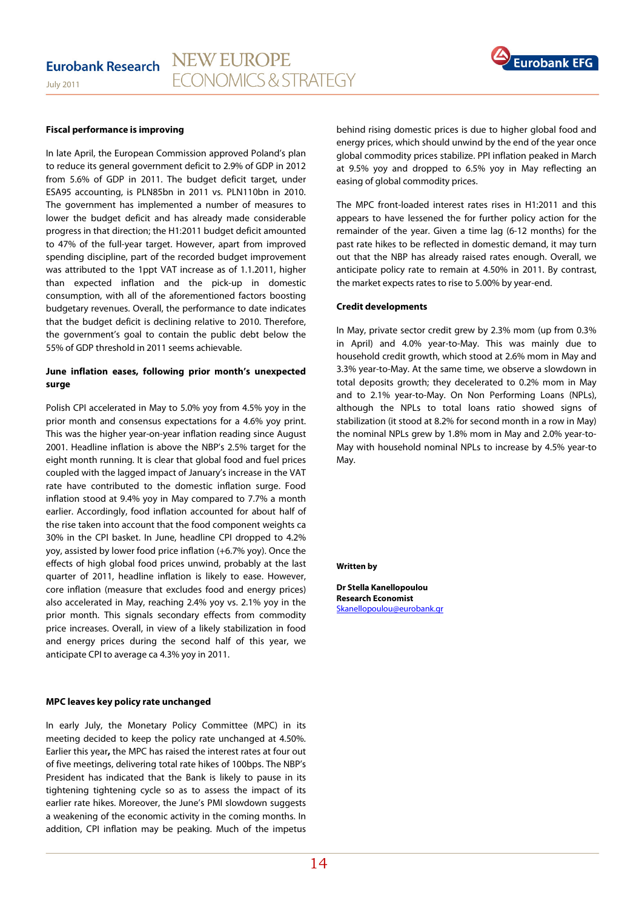**Fiscal performance is improving**

In late April, the European Commission approved Poland's plan to reduce its general government deficit to 2.9% of GDP in 2012 from 5.6% of GDP in 2011. The budget deficit target, under ESA95 accounting, is PLN85bn in 2011 vs. PLN110bn in 2010. The government has implemented a number of measures to lower the budget deficit and has already made considerable progress in that direction; the H1:2011 budget deficit amounted to 47% of the full-year target. However, apart from improved spending discipline, part of the recorded budget improvement was attributed to the 1ppt VAT increase as of 1.1.2011, higher than expected inflation and the pick-up in domestic consumption, with all of the aforementioned factors boosting budgetary revenues. Overall, the performance to date indicates that the budget deficit is declining relative to 2010. Therefore, the government's goal to contain the public debt below the 55% of GDP threshold in 2011 seems achievable.

**June inflation eases, following prior month's unexpected surge**

Polish CPI accelerated in May to 5.0% yoy from 4.5% yoy in the prior month and consensus expectations for a 4.6% yoy print. This was the higher year-on-year inflation reading since August 2001. Headline inflation is above the NBP's 2.5% target for the eight month running. It is clear that global food and fuel prices coupled with the lagged impact of January's increase in the VAT rate have contributed to the domestic inflation surge. Food inflation stood at 9.4% yoy in May compared to 7.7% a month earlier. Accordingly, food inflation accounted for about half of the rise taken into account that the food component weights ca 30% in the CPI basket. In June, headline CPI dropped to 4.2% yoy, assisted by lower food price inflation (+6.7% yoy). Once the effects of high global food prices unwind, probably at the last quarter of 2011, headline inflation is likely to ease. However, core inflation (measure that excludes food and energy prices) also accelerated in May, reaching 2.4% yoy vs. 2.1% yoy in the prior month. This signals secondary effects from commodity price increases. Overall, in view of a likely stabilization in food and energy prices during the second half of this year, we anticipate CPI to average ca 4.3% yoy in 2011.

**MPC leaves key policy rate unchanged**

In early July, the Monetary Policy Committee (MPC) in its meeting decided to keep the policy rate unchanged at 4.50%. Earlier this year**,** the MPC has raised the interest rates at four out of five meetings, delivering total rate hikes of 100bps. The NBP's President has indicated that the Bank is likely to pause in its tightening tightening cycle so as to assess the impact of its earlier rate hikes. Moreover, the June's PMI slowdown suggests a weakening of the economic activity in the coming months. In addition, CPI inflation may be peaking. Much of the impetus behind rising domestic prices is due to higher global food and energy prices, which should unwind by the end of the year once global commodity prices stabilize. PPI inflation peaked in March at 9.5% yoy and dropped to 6.5% yoy in May reflecting an easing of global commodity prices.

The MPC front-loaded interest rates rises in H1:2011 and this appears to have lessened the for further policy action for the remainder of the year. Given a time lag (6-12 months) for the past rate hikes to be reflected in domestic demand, it may turn out that the NBP has already raised rates enough. Overall, we anticipate policy rate to remain at 4.50% in 2011. By contrast, the market expects rates to rise to 5.00% by year-end.

**Credit developments**

In May, private sector credit grew by 2.3% mom (up from 0.3% in April) and 4.0% year-to-May. This was mainly due to household credit growth, which stood at 2.6% mom in May and 3.3% year-to-May. At the same time, we observe a slowdown in total deposits growth; they decelerated to 0.2% mom in May and to 2.1% year-to-May. On Non Performing Loans (NPLs), although the NPLs to total loans ratio showed signs of stabilization (it stood at 8.2% for second month in a row in May) the nominal NPLs grew by 1.8% mom in May and 2.0% year-to-May with household nominal NPLs to increase by 4.5% year-to May.

**Written by**

**Dr Stella Kanellopoulou**
**Research Economist**
Skanellopoulou@eurobank.gr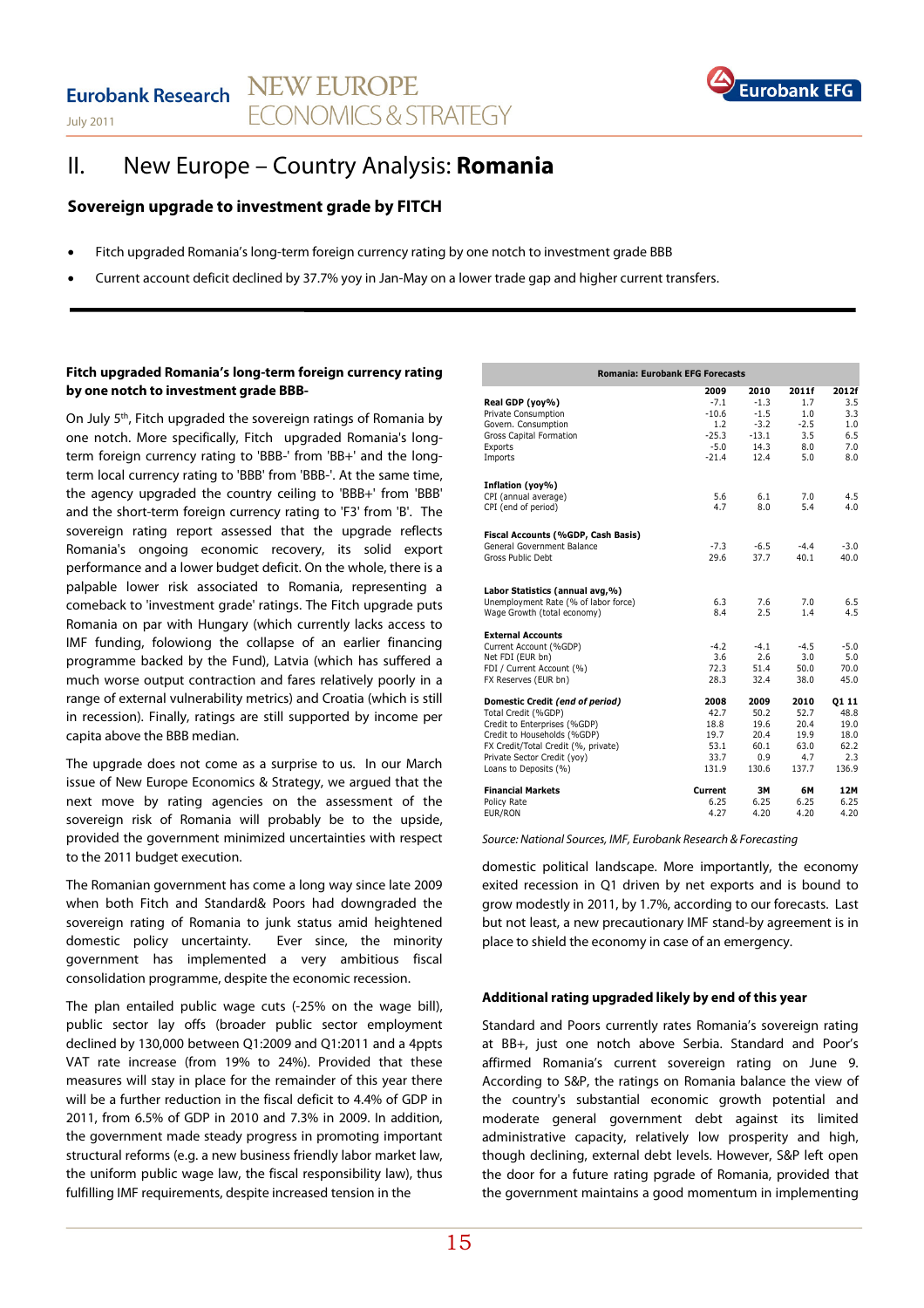# II. New Europe – Country Analysis: **Romania**

## Sovereign upgrade to investment grade by FITCH

- Fitch upgraded Romania's long-term foreign currency rating by one notch to investment grade BBB
- Current account deficit declined by 37.7% yoy in Jan-May on a lower trade gap and higher current transfers.

**Fitch upgraded Romania's long-term foreign currency rating by one notch to investment grade BBB-**

On July 5th, Fitch upgraded the sovereign ratings of Romania by one notch. More specifically, Fitch upgraded Romania's long-term foreign currency rating to 'BBB-' from 'BB+' and the long-term local currency rating to 'BBB' from 'BBB-'. At the same time, the agency upgraded the country ceiling to 'BBB+' from 'BBB' and the short-term foreign currency rating to 'F3' from 'B'. The sovereign rating report assessed that the upgrade reflects Romania's ongoing economic recovery, its solid export performance and a lower budget deficit. On the whole, there is a palpable lower risk associated to Romania, representing a comeback to 'investment grade' ratings. The Fitch upgrade puts Romania on par with Hungary (which currently lacks access to IMF funding, folowiong the collapse of an earlier financing programme backed by the Fund), Latvia (which has suffered a much worse output contraction and fares relatively poorly in a range of external vulnerability metrics) and Croatia (which is still in recession). Finally, ratings are still supported by income per capita above the BBB median.

The upgrade does not come as a surprise to us. In our March issue of New Europe Economics & Strategy, we argued that the next move by rating agencies on the assessment of the sovereign risk of Romania will probably be to the upside, provided the government minimized uncertainties with respect to the 2011 budget execution.

The Romanian government has come a long way since late 2009 when both Fitch and Standard& Poors had downgraded the sovereign rating of Romania to junk status amid heightened domestic policy uncertainty. Ever since, the minority government has implemented a very ambitious fiscal consolidation programme, despite the economic recession.

The plan entailed public wage cuts (-25% on the wage bill), public sector lay offs (broader public sector employment declined by 130,000 between Q1:2009 and Q1:2011 and a 4ppts VAT rate increase (from 19% to 24%). Provided that these measures will stay in place for the remainder of this year there will be a further reduction in the fiscal deficit to 4.4% of GDP in 2011, from 6.5% of GDP in 2010 and 7.3% in 2009. In addition, the government made steady progress in promoting important structural reforms (e.g. a new business friendly labor market law, the uniform public wage law, the fiscal responsibility law), thus fulfilling IMF requirements, despite increased tension in the domestic political landscape. More importantly, the economy exited recession in Q1 driven by net exports and is bound to grow modestly in 2011, by 1.7%, according to our forecasts. Last but not least, a new precautionary IMF stand-by agreement is in place to shield the economy in case of an emergency.

| Romania: Eurobank EFG Forecasts | | | | |
|---|---|---|---|---|
| | 2009 | 2010 | 2011f | 2012f |
| **Real GDP (yoy%)** | -7.1 | -1.3 | 1.7 | 3.5 |
| Private Consumption | -10.6 | -1.5 | 1.0 | 3.3 |
| Govern. Consumption | 1.2 | -3.2 | -2.5 | 1.0 |
| Gross Capital Formation | -25.3 | -13.1 | 3.5 | 6.5 |
| Exports | -5.0 | 14.3 | 8.0 | 7.0 |
| Imports | -21.4 | 12.4 | 5.0 | 8.0 |
| **Inflation (yoy%)** | | | | |
| CPI (annual average) | 5.6 | 6.1 | 7.0 | 4.5 |
| CPI (end of period) | 4.7 | 8.0 | 5.4 | 4.0 |
| **Fiscal Accounts (%GDP, Cash Basis)** | | | | |
| General Government Balance | -7.3 | -6.5 | -4.4 | -3.0 |
| Gross Public Debt | 29.6 | 37.7 | 40.1 | 40.0 |
| **Labor Statistics (annual avg,%)** | | | | |
| Unemployment Rate (% of labor force) | 6.3 | 7.6 | 7.0 | 6.5 |
| Wage Growth (total economy) | 8.4 | 2.5 | 1.4 | 4.5 |
| **External Accounts** | | | | |
| Current Account (%GDP) | -4.2 | -4.1 | -4.5 | -5.0 |
| Net FDI (EUR bn) | 3.6 | 2.6 | 3.0 | 5.0 |
| FDI / Current Account (%) | 72.3 | 51.4 | 50.0 | 70.0 |
| FX Reserves (EUR bn) | 28.3 | 32.4 | 38.0 | 45.0 |
| **Domestic Credit** *(end of period)* | **2008** | **2009** | **2010** | **Q1 11** |
| Total Credit (%GDP) | 42.7 | 50.2 | 52.7 | 48.8 |
| Credit to Enterprises (%GDP) | 18.8 | 19.6 | 20.4 | 19.0 |
| Credit to Households (%GDP) | 19.7 | 20.4 | 19.9 | 18.0 |
| FX Credit/Total Credit (%, private) | 53.1 | 60.1 | 63.0 | 62.2 |
| Private Sector Credit (yoy) | 33.7 | 0.9 | 4.7 | 2.3 |
| Loans to Deposits (%) | 131.9 | 130.6 | 137.7 | 136.9 |
| **Financial Markets** | **Current** | **3M** | **6M** | **12M** |
| Policy Rate | 6.25 | 6.25 | 6.25 | 6.25 |
| EUR/RON | 4.27 | 4.20 | 4.20 | 4.20 |

*Source: National Sources, IMF, Eurobank Research & Forecasting*

**Additional rating upgraded likely by end of this year**

Standard and Poors currently rates Romania's sovereign rating at BB+, just one notch above Serbia. Standard and Poor's affirmed Romania's current sovereign rating on June 9. According to S&P, the ratings on Romania balance the view of the country's substantial economic growth potential and moderate general government debt against its limited administrative capacity, relatively low prosperity and high, though declining, external debt levels. However, S&P left open the door for a future rating pgrade of Romania, provided that the government maintains a good momentum in implementing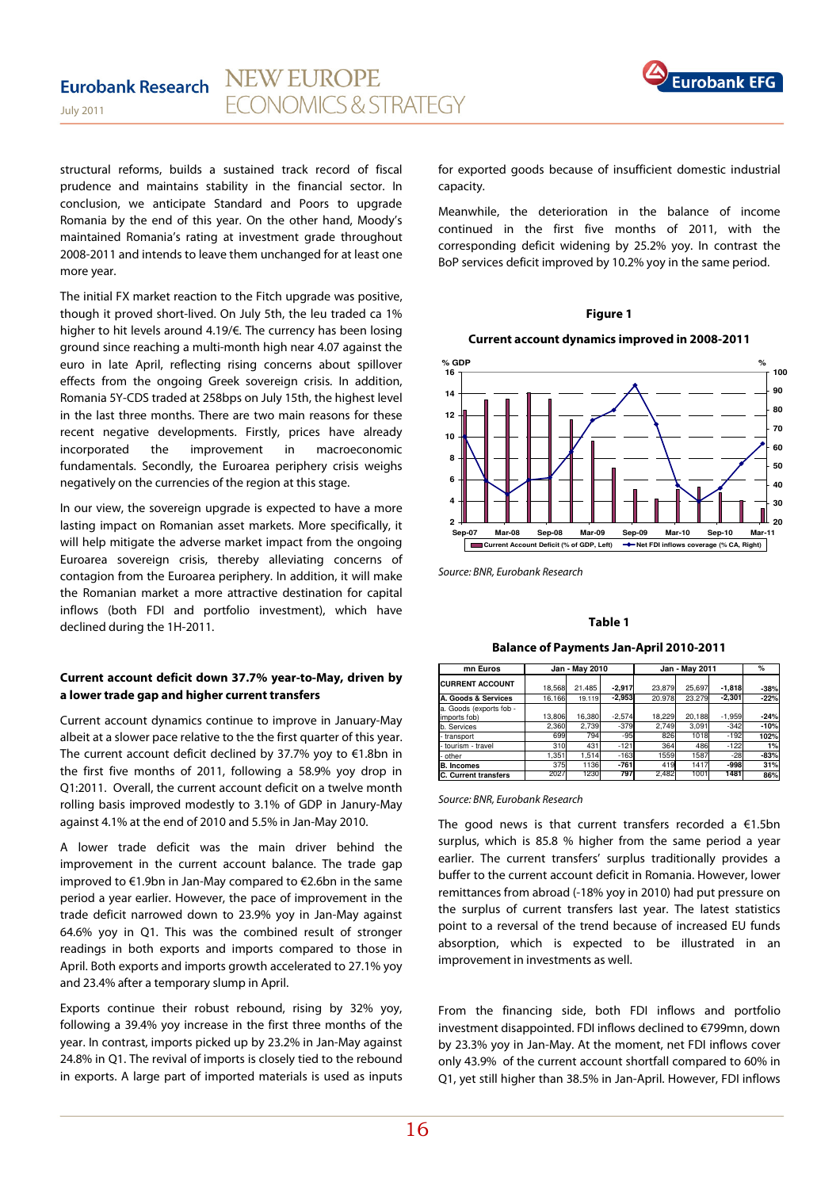structural reforms, builds a sustained track record of fiscal prudence and maintains stability in the financial sector. In conclusion, we anticipate Standard and Poors to upgrade Romania by the end of this year. On the other hand, Moody's maintained Romania's rating at investment grade throughout 2008-2011 and intends to leave them unchanged for at least one more year.

The initial FX market reaction to the Fitch upgrade was positive, though it proved short-lived. On July 5th, the leu traded ca 1% higher to hit levels around 4.19/€. The currency has been losing ground since reaching a multi-month high near 4.07 against the euro in late April, reflecting rising concerns about spillover effects from the ongoing Greek sovereign crisis. In addition, Romania 5Y-CDS traded at 258bps on July 15th, the highest level in the last three months. There are two main reasons for these recent negative developments. Firstly, prices have already incorporated the improvement in macroeconomic fundamentals. Secondly, the Euroarea periphery crisis weighs negatively on the currencies of the region at this stage.

In our view, the sovereign upgrade is expected to have a more lasting impact on Romanian asset markets. More specifically, it will help mitigate the adverse market impact from the ongoing Euroarea sovereign crisis, thereby alleviating concerns of contagion from the Euroarea periphery. In addition, it will make the Romanian market a more attractive destination for capital inflows (both FDI and portfolio investment), which have declined during the 1H-2011.

**Current account deficit down 37.7% year-to-May, driven by a lower trade gap and higher current transfers**

Current account dynamics continue to improve in January-May albeit at a slower pace relative to the first quarter of this year. The current account deficit declined by 37.7% yoy to €1.8bn in the first five months of 2011, following a 58.9% yoy drop in Q1:2011. Overall, the current account deficit on a twelve month rolling basis improved modestly to 3.1% of GDP in Janury-May against 4.1% at the end of 2010 and 5.5% in Jan-May 2010.

A lower trade deficit was the main driver behind the improvement in the current account balance. The trade gap improved to €1.9bn in Jan-May compared to €2.6bn in the same period a year earlier. However, the pace of improvement in the trade deficit narrowed down to 23.9% yoy in Jan-May against 64.6% yoy in Q1. This was the combined result of stronger readings in both exports and imports compared to those in April. Both exports and imports growth accelerated to 27.1% yoy and 23.4% after a temporary slump in April.

Exports continue their robust rebound, rising by 32% yoy, following a 39.4% yoy increase in the first three months of the year. In contrast, imports picked up by 23.2% in Jan-May against 24.8% in Q1. The revival of imports is closely tied to the rebound in exports. A large part of imported materials is used as inputs for exported goods because of insufficient domestic industrial capacity.

Meanwhile, the deterioration in the balance of income continued in the first five months of 2011, with the corresponding deficit widening by 25.2% yoy. In contrast the BoP services deficit improved by 10.2% yoy in the same period.

**Figure 1**

**Current account dynamics improved in 2008-2011**

Source: BNR, Eurobank Research

**Table 1**

**Balance of Payments Jan-April 2010-2011**

| mn Euros | Jan - May 2010 | | | Jan - May 2011 | | | % |
|---|---|---|---|---|---|---|---|
| CURRENT ACCOUNT | 18,568 | 21,485 | -2,917 | 23,879 | 25,697 | -1,818 | -38% |
| A. Goods & Services | 16,166 | 19,119 | -2,953 | 20,978 | 23,279 | -2,301 | -22% |
| a. Goods (exports fob - imports fob) | 13,806 | 16,380 | -2,574 | 18,229 | 20,188 | -1,959 | -24% |
| b. Services | 2,360 | 2,739 | -379 | 2,749 | 3,091 | -342 | -10% |
| - transport | 699 | 794 | -95 | 826 | 1018 | -192 | 102% |
| - tourism - travel | 310 | 431 | -121 | 364 | 486 | -122 | 1% |
| - other | 1,351 | 1,514 | -163 | 1559 | 1587 | -28 | -83% |
| B. Incomes | 375 | 1136 | -761 | 419 | 1417 | -998 | 31% |
| C. Current transfers | 2027 | 1230 | 797 | 2,482 | 1001 | 1481 | 86% |

Source: BNR, Eurobank Research

The good news is that current transfers recorded a €1.5bn surplus, which is 85.8 % higher from the same period a year earlier. The current transfers' surplus traditionally provides a buffer to the current account deficit in Romania. However, lower remittances from abroad (-18% yoy in 2010) had put pressure on the surplus of current transfers last year. The latest statistics point to a reversal of the trend because of increased EU funds absorption, which is expected to be illustrated in an improvement in investments as well.

From the financing side, both FDI inflows and portfolio investment disappointed. FDI inflows declined to €799mn, down by 23.3% yoy in Jan-May. At the moment, net FDI inflows cover only 43.9% of the current account shortfall compared to 60% in Q1, yet still higher than 38.5% in Jan-April. However, FDI inflows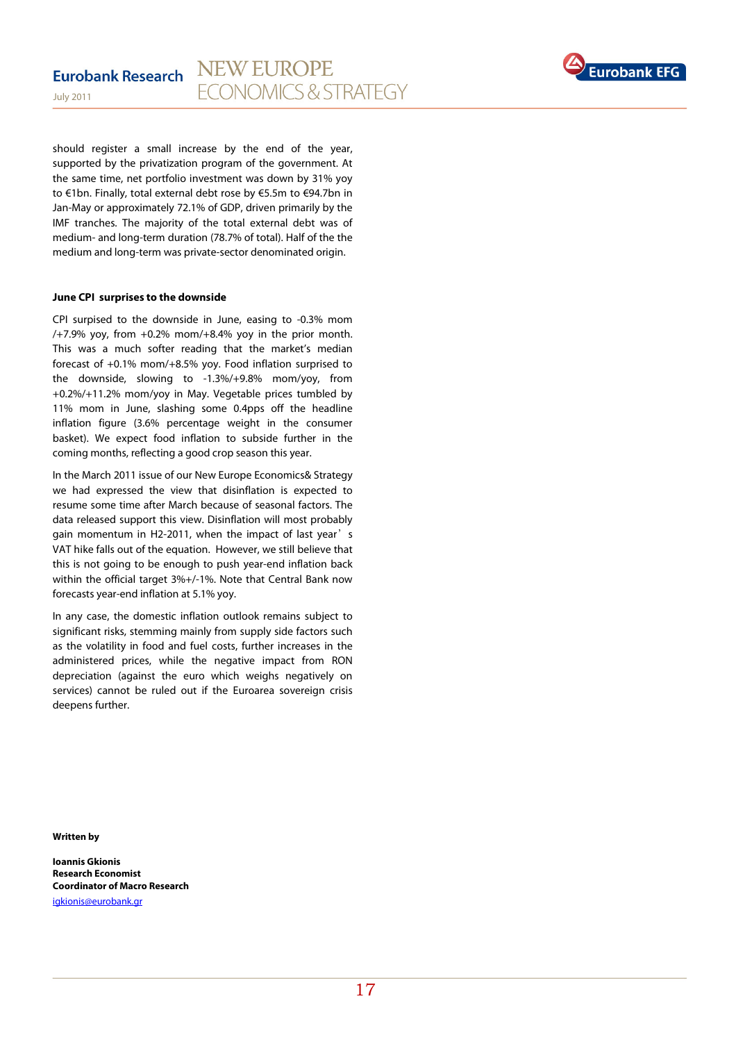should register a small increase by the end of the year, supported by the privatization program of the government. At the same time, net portfolio investment was down by 31% yoy to €1bn. Finally, total external debt rose by €5.5m to €94.7bn in Jan-May or approximately 72.1% of GDP, driven primarily by the IMF tranches. The majority of the total external debt was of medium- and long-term duration (78.7% of total). Half of the the medium and long-term was private-sector denominated origin.

**June CPI surprises to the downside**

CPI surpised to the downside in June, easing to -0.3% mom /+7.9% yoy, from +0.2% mom/+8.4% yoy in the prior month. This was a much softer reading that the market's median forecast of +0.1% mom/+8.5% yoy. Food inflation surprised to the downside, slowing to -1.3%/+9.8% mom/yoy, from +0.2%/+11.2% mom/yoy in May. Vegetable prices tumbled by 11% mom in June, slashing some 0.4pps off the headline inflation figure (3.6% percentage weight in the consumer basket). We expect food inflation to subside further in the coming months, reflecting a good crop season this year.

In the March 2011 issue of our New Europe Economics& Strategy we had expressed the view that disinflation is expected to resume some time after March because of seasonal factors. The data released support this view. Disinflation will most probably gain momentum in H2-2011, when the impact of last year's VAT hike falls out of the equation. However, we still believe that this is not going to be enough to push year-end inflation back within the official target 3%+/-1%. Note that Central Bank now forecasts year-end inflation at 5.1% yoy.

In any case, the domestic inflation outlook remains subject to significant risks, stemming mainly from supply side factors such as the volatility in food and fuel costs, further increases in the administered prices, while the negative impact from RON depreciation (against the euro which weighs negatively on services) cannot be ruled out if the Euroarea sovereign crisis deepens further.

**Written by**

**Ioannis Gkionis**
**Research Economist**
**Coordinator of Macro Research**
igkionis@eurobank.gr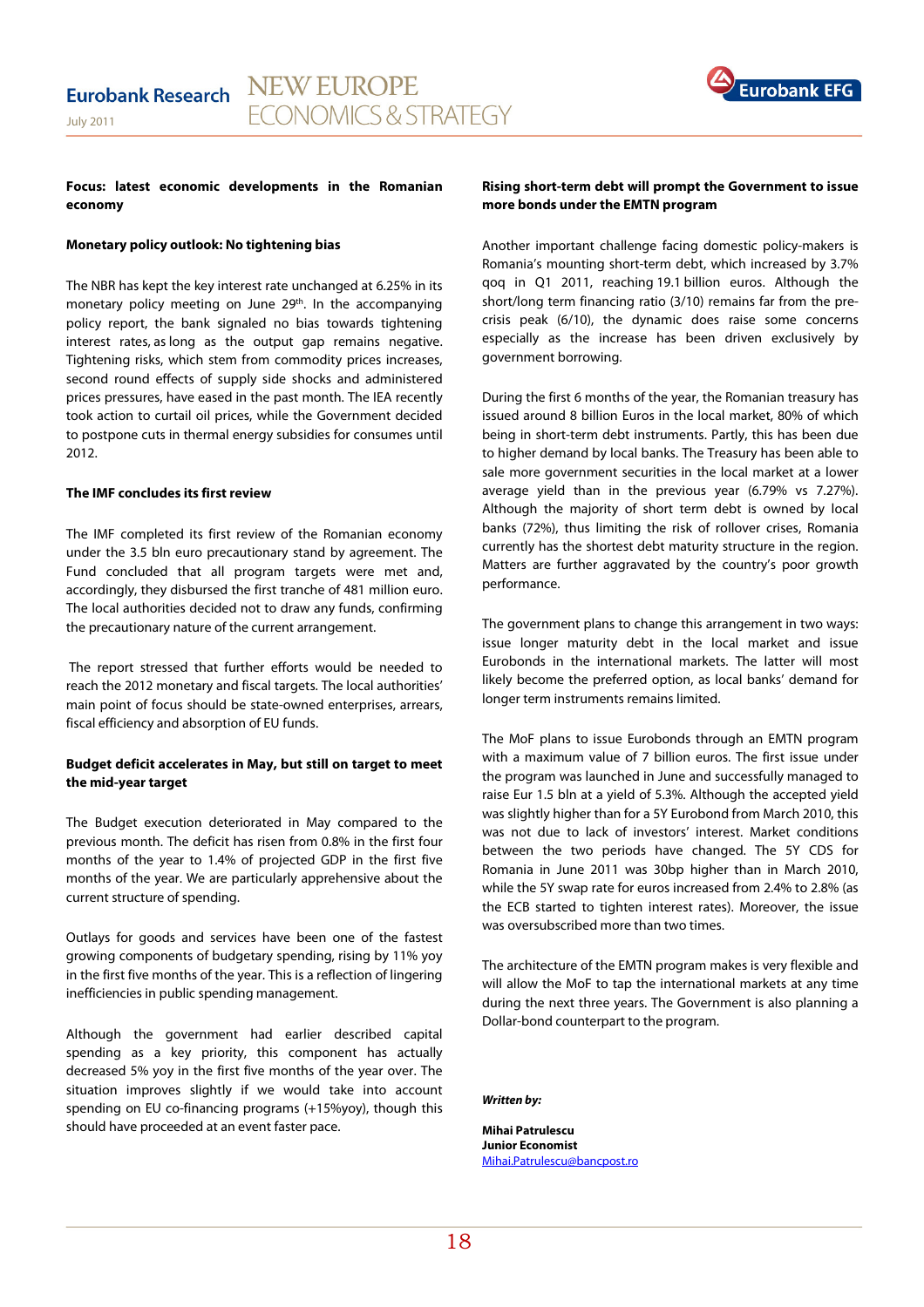**Focus: latest economic developments in the Romanian economy**

**Monetary policy outlook: No tightening bias**

The NBR has kept the key interest rate unchanged at 6.25% in its monetary policy meeting on June 29th. In the accompanying policy report, the bank signaled no bias towards tightening interest rates, as long as the output gap remains negative. Tightening risks, which stem from commodity prices increases, second round effects of supply side shocks and administered prices pressures, have eased in the past month. The IEA recently took action to curtail oil prices, while the Government decided to postpone cuts in thermal energy subsidies for consumes until 2012.

**The IMF concludes its first review**

The IMF completed its first review of the Romanian economy under the 3.5 bln euro precautionary stand by agreement. The Fund concluded that all program targets were met and, accordingly, they disbursed the first tranche of 481 million euro. The local authorities decided not to draw any funds, confirming the precautionary nature of the current arrangement.

The report stressed that further efforts would be needed to reach the 2012 monetary and fiscal targets. The local authorities' main point of focus should be state-owned enterprises, arrears, fiscal efficiency and absorption of EU funds.

**Budget deficit accelerates in May, but still on target to meet the mid-year target**

The Budget execution deteriorated in May compared to the previous month. The deficit has risen from 0.8% in the first four months of the year to 1.4% of projected GDP in the first five months of the year. We are particularly apprehensive about the current structure of spending.

Outlays for goods and services have been one of the fastest growing components of budgetary spending, rising by 11% yoy in the first five months of the year. This is a reflection of lingering inefficiencies in public spending management.

Although the government had earlier described capital spending as a key priority, this component has actually decreased 5% yoy in the first five months of the year over. The situation improves slightly if we would take into account spending on EU co-financing programs (+15%yoy), though this should have proceeded at an event faster pace.

**Rising short-term debt will prompt the Government to issue more bonds under the EMTN program**

Another important challenge facing domestic policy-makers is Romania's mounting short-term debt, which increased by 3.7% qoq in Q1 2011, reaching 19.1 billion euros. Although the short/long term financing ratio (3/10) remains far from the pre-crisis peak (6/10), the dynamic does raise some concerns especially as the increase has been driven exclusively by government borrowing.

During the first 6 months of the year, the Romanian treasury has issued around 8 billion Euros in the local market, 80% of which being in short-term debt instruments. Partly, this has been due to higher demand by local banks. The Treasury has been able to sale more government securities in the local market at a lower average yield than in the previous year (6.79% vs 7.27%). Although the majority of short term debt is owned by local banks (72%), thus limiting the risk of rollover crises, Romania currently has the shortest debt maturity structure in the region. Matters are further aggravated by the country's poor growth performance.

The government plans to change this arrangement in two ways: issue longer maturity debt in the local market and issue Eurobonds in the international markets. The latter will most likely become the preferred option, as local banks' demand for longer term instruments remains limited.

The MoF plans to issue Eurobonds through an EMTN program with a maximum value of 7 billion euros. The first issue under the program was launched in June and successfully managed to raise Eur 1.5 bln at a yield of 5.3%. Although the accepted yield was slightly higher than for a 5Y Eurobond from March 2010, this was not due to lack of investors' interest. Market conditions between the two periods have changed. The 5Y CDS for Romania in June 2011 was 30bp higher than in March 2010, while the 5Y swap rate for euros increased from 2.4% to 2.8% (as the ECB started to tighten interest rates). Moreover, the issue was oversubscribed more than two times.

The architecture of the EMTN program makes is very flexible and will allow the MoF to tap the international markets at any time during the next three years. The Government is also planning a Dollar-bond counterpart to the program.

***Written by:***

**Mihai Patrulescu**
**Junior Economist**
Mihai.Patrulescu@bancpost.ro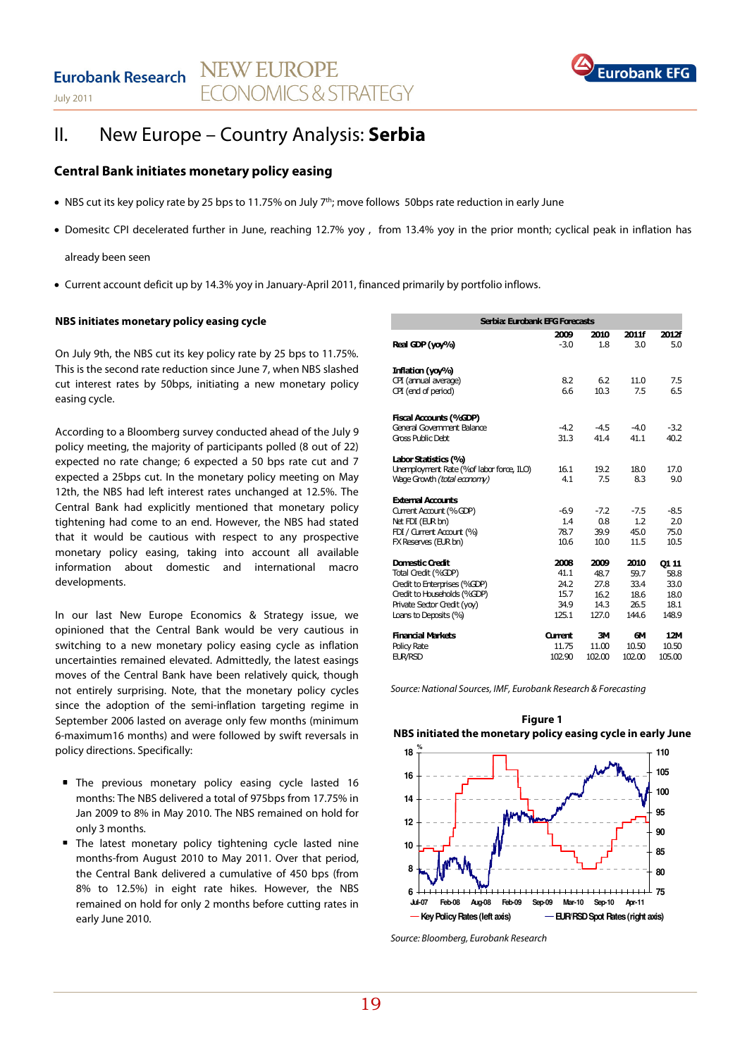# II. New Europe – Country Analysis: **Serbia**

## Central Bank initiates monetary policy easing

- NBS cut its key policy rate by 25 bps to 11.75% on July 7th; move follows 50bps rate reduction in early June
- Domesitc CPI decelerated further in June, reaching 12.7% yoy , from 13.4% yoy in the prior month; cyclical peak in inflation has already been seen
- Current account deficit up by 14.3% yoy in January-April 2011, financed primarily by portfolio inflows.

### NBS initiates monetary policy easing cycle

On July 9th, the NBS cut its key policy rate by 25 bps to 11.75%. This is the second rate reduction since June 7, when NBS slashed cut interest rates by 50bps, initiating a new monetary policy easing cycle.

According to a Bloomberg survey conducted ahead of the July 9 policy meeting, the majority of participants polled (8 out of 22) expected no rate change; 6 expected a 50 bps rate cut and 7 expected a 25bps cut. In the monetary policy meeting on May 12th, the NBS had left interest rates unchanged at 12.5%. The Central Bank had explicitly mentioned that monetary policy tightening had come to an end. However, the NBS had stated that it would be cautious with respect to any prospective monetary policy easing, taking into account all available information about domestic and international macro developments.

In our last New Europe Economics & Strategy issue, we opinioned that the Central Bank would be very cautious in switching to a new monetary policy easing cycle as inflation uncertainties remained elevated. Admittedly, the latest easings moves of the Central Bank have been relatively quick, though not entirely surprising. Note, that the monetary policy cycles since the adoption of the semi-inflation targeting regime in September 2006 lasted on average only few months (minimum 6-maximum16 months) and were followed by swift reversals in policy directions. Specifically:

- The previous monetary policy easing cycle lasted 16 months: The NBS delivered a total of 975bps from 17.75% in Jan 2009 to 8% in May 2010. The NBS remained on hold for only 3 months.
- The latest monetary policy tightening cycle lasted nine months-from August 2010 to May 2011. Over that period, the Central Bank delivered a cumulative of 450 bps (from 8% to 12.5%) in eight rate hikes. However, the NBS remained on hold for only 2 months before cutting rates in early June 2010.

**Serbia: Eurobank EFG Forecasts**

| | 2009 | 2010 | 2011f | 2012f |
|---|---|---|---|---|
| **Real GDP (yoy%)** | -3.0 | 1.8 | 3.0 | 5.0 |
| **Inflation (yoy%)** | | | | |
| CPI (annual average) | 8.2 | 6.2 | 11.0 | 7.5 |
| CPI (end of period) | 6.6 | 10.3 | 7.5 | 6.5 |
| **Fiscal Accounts (%GDP)** | | | | |
| General Government Balance | -4.2 | -4.5 | -4.0 | -3.2 |
| Gross Public Debt | 31.3 | 41.4 | 41.1 | 40.2 |
| **Labor Statistics (%)** | | | | |
| Unemployment Rate (% of labor force, ILO) | 16.1 | 19.2 | 18.0 | 17.0 |
| Wage Growth *(total economy)* | 4.1 | 7.5 | 8.3 | 9.0 |
| **External Accounts** | | | | |
| Current Account (% GDP) | -6.9 | -7.2 | -7.5 | -8.5 |
| Net FDI (EUR bn) | 1.4 | 0.8 | 1.2 | 2.0 |
| FDI / Current Account (%) | 78.7 | 39.9 | 45.0 | 75.0 |
| FX Reserves (EUR bn) | 10.6 | 10.0 | 11.5 | 10.5 |
| **Domestic Credit** | **2008** | **2009** | **2010** | **Q1 11** |
| Total Credit (%GDP) | 41.1 | 48.7 | 59.7 | 58.8 |
| Credit to Enterprises (%GDP) | 24.2 | 27.8 | 33.4 | 33.0 |
| Credit to Households (%GDP) | 15.7 | 16.2 | 18.6 | 18.0 |
| Private Sector Credit (yoy) | 34.9 | 14.3 | 26.5 | 18.1 |
| Loans to Deposits (%) | 125.1 | 127.0 | 144.6 | 148.9 |
| **Financial Markets** | **Current** | **3M** | **6M** | **12M** |
| Policy Rate | 11.75 | 11.00 | 10.50 | 10.50 |
| EUR/RSD | 102.90 | 102.00 | 102.00 | 105.00 |

*Source: National Sources, IMF, Eurobank Research & Forecasting*

**Figure 1**

**NBS initiated the monetary policy easing cycle in early June**

*Source: Bloomberg, Eurobank Research*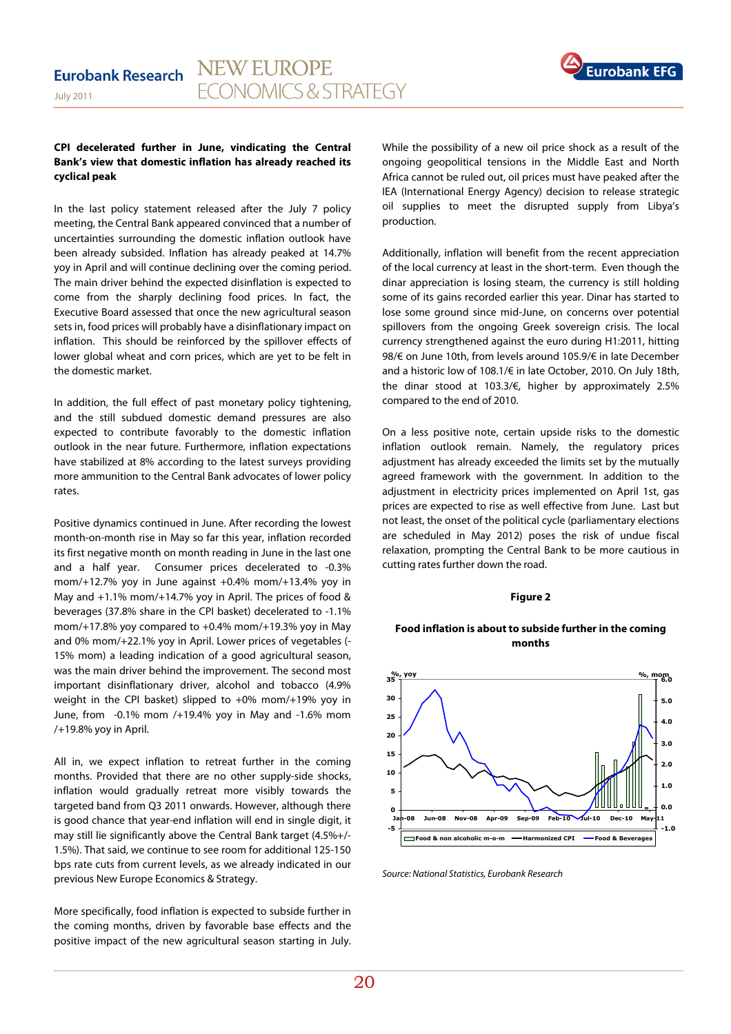**CPI decelerated further in June, vindicating the Central Bank's view that domestic inflation has already reached its cyclical peak**

In the last policy statement released after the July 7 policy meeting, the Central Bank appeared convinced that a number of uncertainties surrounding the domestic inflation outlook have been already subsided. Inflation has already peaked at 14.7% yoy in April and will continue declining over the coming period. The main driver behind the expected disinflation is expected to come from the sharply declining food prices. In fact, the Executive Board assessed that once the new agricultural season sets in, food prices will probably have a disinflationary impact on inflation. This should be reinforced by the spillover effects of lower global wheat and corn prices, which are yet to be felt in the domestic market.

In addition, the full effect of past monetary policy tightening, and the still subdued domestic demand pressures are also expected to contribute favorably to the domestic inflation outlook in the near future. Furthermore, inflation expectations have stabilized at 8% according to the latest surveys providing more ammunition to the Central Bank advocates of lower policy rates.

Positive dynamics continued in June. After recording the lowest month-on-month rise in May so far this year, inflation recorded its first negative month on month reading in June in the last one and a half year. Consumer prices decelerated to -0.3% mom/+12.7% yoy in June against +0.4% mom/+13.4% yoy in May and +1.1% mom/+14.7% yoy in April. The prices of food & beverages (37.8% share in the CPI basket) decelerated to -1.1% mom/+17.8% yoy compared to +0.4% mom/+19.3% yoy in May and 0% mom/+22.1% yoy in April. Lower prices of vegetables (-15% mom) a leading indication of a good agricultural season, was the main driver behind the improvement. The second most important disinflationary driver, alcohol and tobacco (4.9% weight in the CPI basket) slipped to +0% mom/+19% yoy in June, from -0.1% mom /+19.4% yoy in May and -1.6% mom /+19.8% yoy in April.

All in, we expect inflation to retreat further in the coming months. Provided that there are no other supply-side shocks, inflation would gradually retreat more visibly towards the targeted band from Q3 2011 onwards. However, although there is good chance that year-end inflation will end in single digit, it may still lie significantly above the Central Bank target (4.5%+/-1.5%). That said, we continue to see room for additional 125-150 bps rate cuts from current levels, as we already indicated in our previous New Europe Economics & Strategy.

More specifically, food inflation is expected to subside further in the coming months, driven by favorable base effects and the positive impact of the new agricultural season starting in July.

While the possibility of a new oil price shock as a result of the ongoing geopolitical tensions in the Middle East and North Africa cannot be ruled out, oil prices must have peaked after the IEA (International Energy Agency) decision to release strategic oil supplies to meet the disrupted supply from Libya's production.

Additionally, inflation will benefit from the recent appreciation of the local currency at least in the short-term. Even though the dinar appreciation is losing steam, the currency is still holding some of its gains recorded earlier this year. Dinar has started to lose some ground since mid-June, on concerns over potential spillovers from the ongoing Greek sovereign crisis. The local currency strengthened against the euro during H1:2011, hitting 98/€ on June 10th, from levels around 105.9/€ in late December and a historic low of 108.1/€ in late October, 2010. On July 18th, the dinar stood at 103.3/€, higher by approximately 2.5% compared to the end of 2010.

On a less positive note, certain upside risks to the domestic inflation outlook remain. Namely, the regulatory prices adjustment has already exceeded the limits set by the mutually agreed framework with the government. In addition to the adjustment in electricity prices implemented on April 1st, gas prices are expected to rise as well effective from June. Last but not least, the onset of the political cycle (parliamentary elections are scheduled in May 2012) poses the risk of undue fiscal relaxation, prompting the Central Bank to be more cautious in cutting rates further down the road.

**Figure 2**

**Food inflation is about to subside further in the coming months**

*Source: National Statistics, Eurobank Research*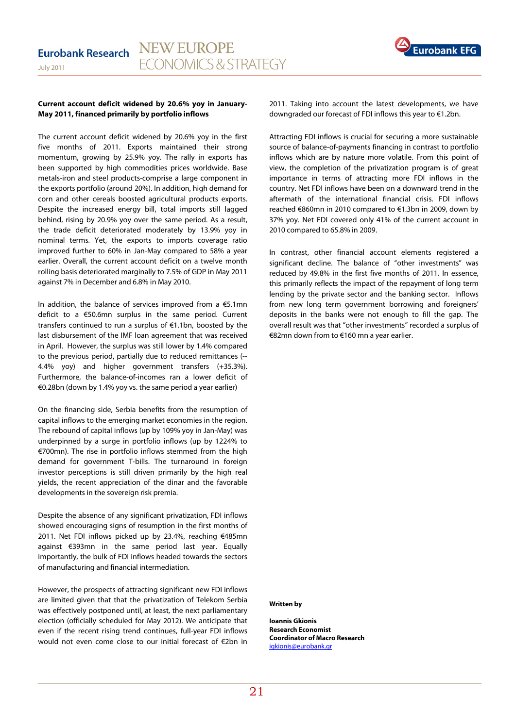**Current account deficit widened by 20.6% yoy in January-May 2011, financed primarily by portfolio inflows**

The current account deficit widened by 20.6% yoy in the first five months of 2011. Exports maintained their strong momentum, growing by 25.9% yoy. The rally in exports has been supported by high commodities prices worldwide. Base metals-iron and steel products-comprise a large component in the exports portfolio (around 20%). In addition, high demand for corn and other cereals boosted agricultural products exports. Despite the increased energy bill, total imports still lagged behind, rising by 20.9% yoy over the same period. As a result, the trade deficit deteriorated moderately by 13.9% yoy in nominal terms. Yet, the exports to imports coverage ratio improved further to 60% in Jan-May compared to 58% a year earlier. Overall, the current account deficit on a twelve month rolling basis deteriorated marginally to 7.5% of GDP in May 2011 against 7% in December and 6.8% in May 2010.

In addition, the balance of services improved from a €5.1mn deficit to a €50.6mn surplus in the same period. Current transfers continued to run a surplus of €1.1bn, boosted by the last disbursement of the IMF loan agreement that was received in April. However, the surplus was still lower by 1.4% compared to the previous period, partially due to reduced remittances (--4.4% yoy) and higher government transfers (+35.3%). Furthermore, the balance-of-incomes ran a lower deficit of €0.28bn (down by 1.4% yoy vs. the same period a year earlier)

On the financing side, Serbia benefits from the resumption of capital inflows to the emerging market economies in the region. The rebound of capital inflows (up by 109% yoy in Jan-May) was underpinned by a surge in portfolio inflows (up by 1224% to €700mn). The rise in portfolio inflows stemmed from the high demand for government T-bills. The turnaround in foreign investor perceptions is still driven primarily by the high real yields, the recent appreciation of the dinar and the favorable developments in the sovereign risk premia.

Despite the absence of any significant privatization, FDI inflows showed encouraging signs of resumption in the first months of 2011. Net FDI inflows picked up by 23.4%, reaching €485mn against €393mn in the same period last year. Equally importantly, the bulk of FDI inflows headed towards the sectors of manufacturing and financial intermediation.

However, the prospects of attracting significant new FDI inflows are limited given that that the privatization of Telekom Serbia was effectively postponed until, at least, the next parliamentary election (officially scheduled for May 2012). We anticipate that even if the recent rising trend continues, full-year FDI inflows would not even come close to our initial forecast of €2bn in 2011. Taking into account the latest developments, we have downgraded our forecast of FDI inflows this year to €1.2bn.

Attracting FDI inflows is crucial for securing a more sustainable source of balance-of-payments financing in contrast to portfolio inflows which are by nature more volatile. From this point of view, the completion of the privatization program is of great importance in terms of attracting more FDI inflows in the country. Net FDI inflows have been on a downward trend in the aftermath of the international financial crisis. FDI inflows reached €860mn in 2010 compared to €1.3bn in 2009, down by 37% yoy. Net FDI covered only 41% of the current account in 2010 compared to 65.8% in 2009.

In contrast, other financial account elements registered a significant decline. The balance of "other investments" was reduced by 49.8% in the first five months of 2011. In essence, this primarily reflects the impact of the repayment of long term lending by the private sector and the banking sector. Inflows from new long term government borrowing and foreigners' deposits in the banks were not enough to fill the gap. The overall result was that "other investments" recorded a surplus of €82mn down from to €160 mn a year earlier.

**Written by**

**Ioannis Gkionis**
**Research Economist**
**Coordinator of Macro Research**
igkionis@eurobank.gr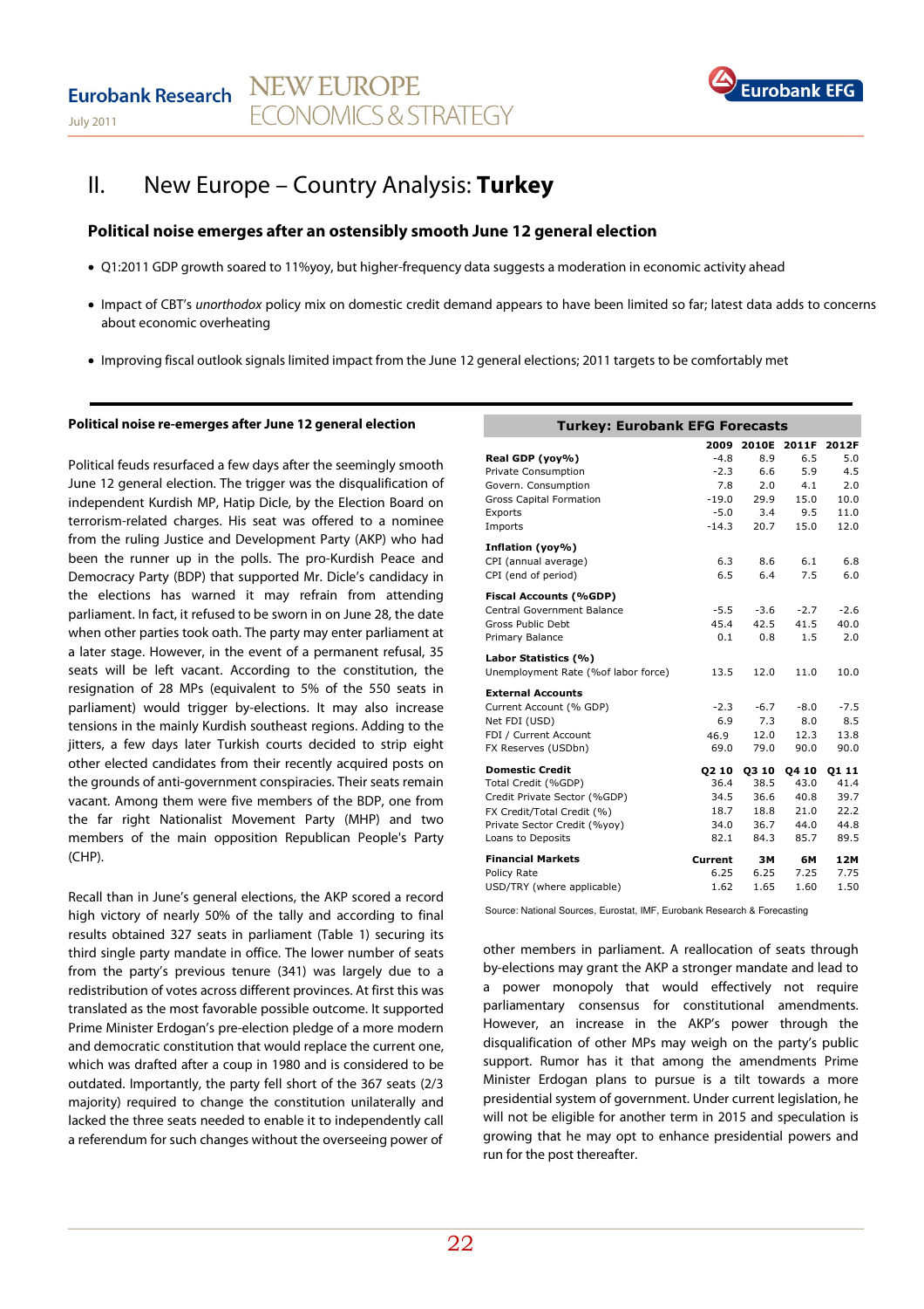# II. New Europe – Country Analysis: **Turkey**

## Political noise emerges after an ostensibly smooth June 12 general election

- Q1:2011 GDP growth soared to 11%yoy, but higher-frequency data suggests a moderation in economic activity ahead
- Impact of CBT's *unorthodox* policy mix on domestic credit demand appears to have been limited so far; latest data adds to concerns about economic overheating
- Improving fiscal outlook signals limited impact from the June 12 general elections; 2011 targets to be comfortably met

### Political noise re-emerges after June 12 general election

Political feuds resurfaced a few days after the seemingly smooth June 12 general election. The trigger was the disqualification of independent Kurdish MP, Hatip Dicle, by the Election Board on terrorism-related charges. His seat was offered to a nominee from the ruling Justice and Development Party (AKP) who had been the runner up in the polls. The pro-Kurdish Peace and Democracy Party (BDP) that supported Mr. Dicle's candidacy in the elections has warned it may refrain from attending parliament. In fact, it refused to be sworn in on June 28, the date when other parties took oath. The party may enter parliament at a later stage. However, in the event of a permanent refusal, 35 seats will be left vacant. According to the constitution, the resignation of 28 MPs (equivalent to 5% of the 550 seats in parliament) would trigger by-elections. It may also increase tensions in the mainly Kurdish southeast regions. Adding to the jitters, a few days later Turkish courts decided to strip eight other elected candidates from their recently acquired posts on the grounds of anti-government conspiracies. Their seats remain vacant. Among them were five members of the BDP, one from the far right Nationalist Movement Party (MHP) and two members of the main opposition Republican People's Party (CHP).

Recall than in June's general elections, the AKP scored a record high victory of nearly 50% of the tally and according to final results obtained 327 seats in parliament (Table 1) securing its third single party mandate in office. The lower number of seats from the party's previous tenure (341) was largely due to a redistribution of votes across different provinces. At first this was translated as the most favorable possible outcome. It supported Prime Minister Erdogan's pre-election pledge of a more modern and democratic constitution that would replace the current one, which was drafted after a coup in 1980 and is considered to be outdated. Importantly, the party fell short of the 367 seats (2/3 majority) required to change the constitution unilaterally and lacked the three seats needed to enable it to independently call a referendum for such changes without the overseeing power of other members in parliament. A reallocation of seats through by-elections may grant the AKP a stronger mandate and lead to a power monopoly that would effectively not require parliamentary consensus for constitutional amendments. However, an increase in the AKP's power through the disqualification of other MPs may weigh on the party's public support. Rumor has it that among the amendments Prime Minister Erdogan plans to pursue is a tilt towards a more presidential system of government. Under current legislation, he will not be eligible for another term in 2015 and speculation is growing that he may opt to enhance presidential powers and run for the post thereafter.

**Turkey: Eurobank EFG Forecasts**

| | 2009 | 2010E | 2011F | 2012F |
|---|---|---|---|---|
| **Real GDP (yoy%)** | -4.8 | 8.9 | 6.5 | 5.0 |
| Private Consumption | -2.3 | 6.6 | 5.9 | 4.5 |
| Govern. Consumption | 7.8 | 2.0 | 4.1 | 2.0 |
| Gross Capital Formation | -19.0 | 29.9 | 15.0 | 10.0 |
| Exports | -5.0 | 3.4 | 9.5 | 11.0 |
| Imports | -14.3 | 20.7 | 15.0 | 12.0 |
| **Inflation (yoy%)** | | | | |
| CPI (annual average) | 6.3 | 8.6 | 6.1 | 6.8 |
| CPI (end of period) | 6.5 | 6.4 | 7.5 | 6.0 |
| **Fiscal Accounts (%GDP)** | | | | |
| Central Government Balance | -5.5 | -3.6 | -2.7 | -2.6 |
| Gross Public Debt | 45.4 | 42.5 | 41.5 | 40.0 |
| Primary Balance | 0.1 | 0.8 | 1.5 | 2.0 |
| **Labor Statistics (%)** | | | | |
| Unemployment Rate (%of labor force) | 13.5 | 12.0 | 11.0 | 10.0 |
| **External Accounts** | | | | |
| Current Account (% GDP) | -2.3 | -6.7 | -8.0 | -7.5 |
| Net FDI (USD) | 6.9 | 7.3 | 8.0 | 8.5 |
| FDI / Current Account | 46.9 | 12.0 | 12.3 | 13.8 |
| FX Reserves (USDbn) | 69.0 | 79.0 | 90.0 | 90.0 |
| **Domestic Credit** | **Q2 10** | **Q3 10** | **Q4 10** | **Q1 11** |
| Total Credit (%GDP) | 36.4 | 38.5 | 43.0 | 41.4 |
| Credit Private Sector (%GDP) | 34.5 | 36.6 | 40.8 | 39.7 |
| FX Credit/Total Credit (%) | 18.7 | 18.8 | 21.0 | 22.2 |
| Private Sector Credit (%yoy) | 34.0 | 36.7 | 44.0 | 44.8 |
| Loans to Deposits | 82.1 | 84.3 | 85.7 | 89.5 |
| **Financial Markets** | **Current** | **3M** | **6M** | **12M** |
| Policy Rate | 6.25 | 6.25 | 7.25 | 7.75 |
| USD/TRY (where applicable) | 1.62 | 1.65 | 1.60 | 1.50 |

Source: National Sources, Eurostat, IMF, Eurobank Research & Forecasting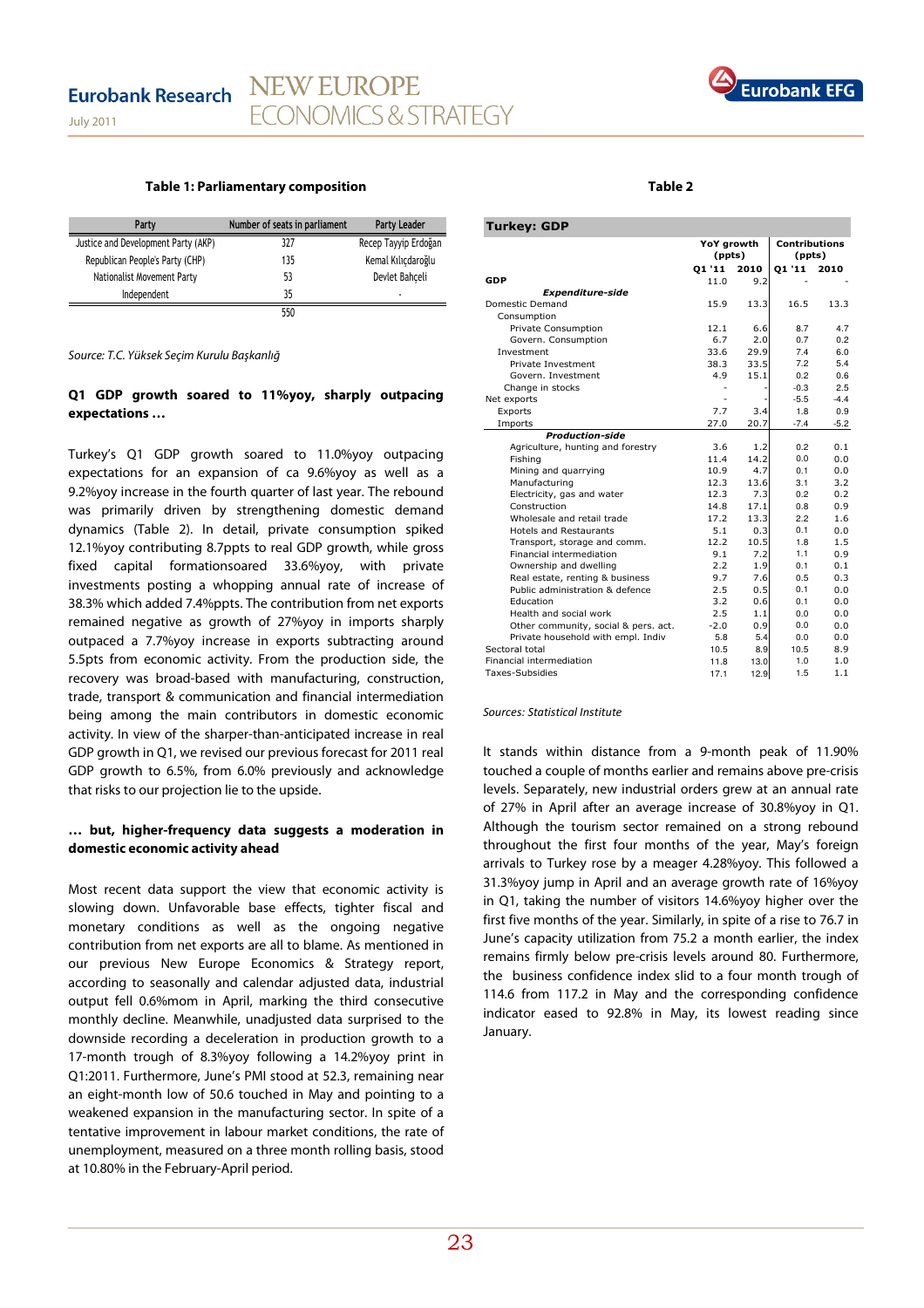**Table 1: Parliamentary composition**

| Party | Number of seats in parliament | Party Leader |
|---|---|---|
| Justice and Development Party (AKP) | 327 | Recep Tayyip Erdoğan |
| Republican People's Party (CHP) | 135 | Kemal Kılıçdaroğlu |
| Nationalist Movement Party | 53 | Devlet Bahçeli |
| Independent | 35 | - |
| | 550 | |

*Source: T.C. Yüksek Seçim Kurulu Başkanlığ*

**Q1 GDP growth soared to 11%yoy, sharply outpacing expectations …**

Turkey's Q1 GDP growth soared to 11.0%yoy outpacing expectations for an expansion of ca 9.6%yoy as well as a 9.2%yoy increase in the fourth quarter of last year. The rebound was primarily driven by strengthening domestic demand dynamics (Table 2). In detail, private consumption spiked 12.1%yoy contributing 8.7ppts to real GDP growth, while gross fixed capital formationsoared 33.6%yoy, with private investments posting a whopping annual rate of increase of 38.3% which added 7.4%ppts. The contribution from net exports remained negative as growth of 27%yoy in imports sharply outpaced a 7.7%yoy increase in exports subtracting around 5.5pts from economic activity. From the production side, the recovery was broad-based with manufacturing, construction, trade, transport & communication and financial intermediation being among the main contributors in domestic economic activity. In view of the sharper-than-anticipated increase in real GDP growth in Q1, we revised our previous forecast for 2011 real GDP growth to 6.5%, from 6.0% previously and acknowledge that risks to our projection lie to the upside.

**… but, higher-frequency data suggests a moderation in domestic economic activity ahead**

Most recent data support the view that economic activity is slowing down. Unfavorable base effects, tighter fiscal and monetary conditions as well as the ongoing negative contribution from net exports are all to blame. As mentioned in our previous New Europe Economics & Strategy report, according to seasonally and calendar adjusted data, industrial output fell 0.6%mom in April, marking the third consecutive monthly decline. Meanwhile, unadjusted data surprised to the downside recording a deceleration in production growth to a 17-month trough of 8.3%yoy following a 14.2%yoy print in Q1:2011. Furthermore, June's PMI stood at 52.3, remaining near an eight-month low of 50.6 touched in May and pointing to a weakened expansion in the manufacturing sector. In spite of a tentative improvement in labour market conditions, the rate of unemployment, measured on a three month rolling basis, stood at 10.80% in the February-April period.

**Table 2**

| Turkey: GDP | YoY growth (ppts) | | Contributions (ppts) | |
|---|---|---|---|---|
| | Q1 '11 | 2010 | Q1 '11 | 2010 |
| **GDP** | 11.0 | 9.2 | - | - |
| ***Expenditure-side*** | | | | |
| Domestic Demand | 15.9 | 13.3 | 16.5 | 13.3 |
| Consumption | | | | |
| Private Consumption | 12.1 | 6.6 | 8.7 | 4.7 |
| Govern. Consumption | 6.7 | 2.0 | 0.7 | 0.2 |
| Investment | 33.6 | 29.9 | 7.4 | 6.0 |
| Private Investment | 38.3 | 33.5 | 7.2 | 5.4 |
| Govern. Investment | 4.9 | 15.1 | 0.2 | 0.6 |
| Change in stocks | - | - | -0.3 | 2.5 |
| Net exports | - | - | -5.5 | -4.4 |
| Exports | 7.7 | 3.4 | 1.8 | 0.9 |
| Imports | 27.0 | 20.7 | -7.4 | -5.2 |
| ***Production-side*** | | | | |
| Agriculture, hunting and forestry | 3.6 | 1.2 | 0.2 | 0.1 |
| Fishing | 11.4 | 14.2 | 0.0 | 0.0 |
| Mining and quarrying | 10.9 | 4.7 | 0.1 | 0.0 |
| Manufacturing | 12.3 | 13.6 | 3.1 | 3.2 |
| Electricity, gas and water | 12.3 | 7.3 | 0.2 | 0.2 |
| Construction | 14.8 | 17.1 | 0.8 | 0.9 |
| Wholesale and retail trade | 17.2 | 13.3 | 2.2 | 1.6 |
| Hotels and Restaurants | 5.1 | 0.3 | 0.1 | 0.0 |
| Transport, storage and comm. | 12.2 | 10.5 | 1.8 | 1.5 |
| Financial intermediation | 9.1 | 7.2 | 1.1 | 0.9 |
| Ownership and dwelling | 2.2 | 1.9 | 0.1 | 0.1 |
| Real estate, renting & business | 9.7 | 7.6 | 0.5 | 0.3 |
| Public administration & defence | 2.5 | 0.5 | 0.1 | 0.0 |
| Education | 3.2 | 0.6 | 0.1 | 0.0 |
| Health and social work | 2.5 | 1.1 | 0.0 | 0.0 |
| Other community, social & pers. act. | -2.0 | 0.9 | 0.0 | 0.0 |
| Private household with empl. Indiv | 5.8 | 5.4 | 0.0 | 0.0 |
| Sectoral total | 10.5 | 8.9 | 10.5 | 8.9 |
| Financial intermediation | 11.8 | 13.0 | 1.0 | 1.0 |
| Taxes-Subsidies | 17.1 | 12.9 | 1.5 | 1.1 |

*Sources: Statistical Institute*

It stands within distance from a 9-month peak of 11.90% touched a couple of months earlier and remains above pre-crisis levels. Separately, new industrial orders grew at an annual rate of 27% in April after an average increase of 30.8%yoy in Q1. Although the tourism sector remained on a strong rebound throughout the first four months of the year, May's foreign arrivals to Turkey rose by a meager 4.28%yoy. This followed a 31.3%yoy jump in April and an average growth rate of 16%yoy in Q1, taking the number of visitors 14.6%yoy higher over the first five months of the year. Similarly, in spite of a rise to 76.7 in June's capacity utilization from 75.2 a month earlier, the index remains firmly below pre-crisis levels around 80. Furthermore, the business confidence index slid to a four month trough of 114.6 from 117.2 in May and the corresponding confidence indicator eased to 92.8% in May, its lowest reading since January.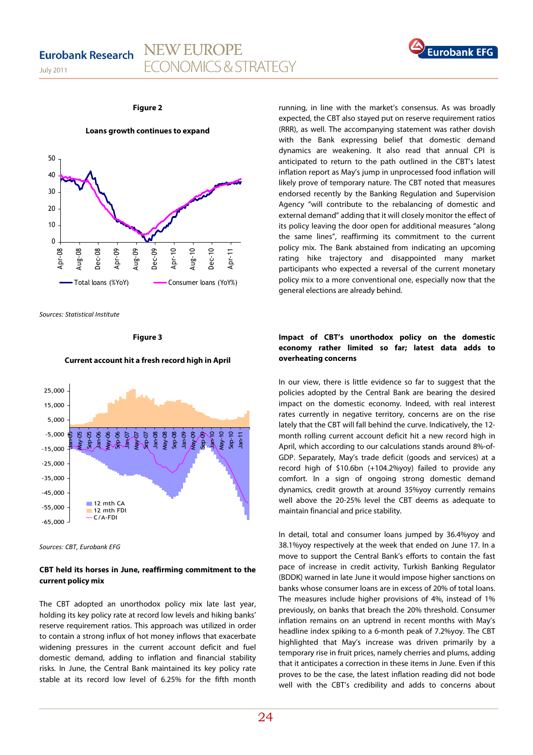**Figure 2**

**Loans growth continues to expand**

Total loans (%YoY) — Consumer loans (YoY%)

*Sources: Statistical Institute*

**Figure 3**

**Current account hit a fresh record high in April**

12 mth CA, 12 mth FDI, C/A-FDI

*Sources: CBT, Eurobank EFG*

**CBT held its horses in June, reaffirming commitment to the current policy mix**

The CBT adopted an unorthodox policy mix late last year, holding its key policy rate at record low levels and hiking banks' reserve requirement ratios. This approach was utilized in order to contain a strong influx of hot money inflows that exacerbate widening pressures in the current account deficit and fuel domestic demand, adding to inflation and financial stability risks. In June, the Central Bank maintained its key policy rate stable at its record low level of 6.25% for the fifth month running, in line with the market's consensus. As was broadly expected, the CBT also stayed put on reserve requirement ratios (RRR), as well. The accompanying statement was rather dovish with the Bank expressing belief that domestic demand dynamics are weakening. It also read that annual CPI is anticipated to return to the path outlined in the CBT's latest inflation report as May's jump in unprocessed food inflation will likely prove of temporary nature. The CBT noted that measures endorsed recently by the Banking Regulation and Supervision Agency "will contribute to the rebalancing of domestic and external demand" adding that it will closely monitor the effect of its policy leaving the door open for additional measures "along the same lines", reaffirming its commitment to the current policy mix. The Bank abstained from indicating an upcoming rating hike trajectory and disappointed many market participants who expected a reversal of the current monetary policy mix to a more conventional one, especially now that the general elections are already behind.

**Impact of CBT's unorthodox policy on the domestic economy rather limited so far; latest data adds to overheating concerns**

In our view, there is little evidence so far to suggest that the policies adopted by the Central Bank are bearing the desired impact on the domestic economy. Indeed, with real interest rates currently in negative territory, concerns are on the rise lately that the CBT will fall behind the curve. Indicatively, the 12-month rolling current account deficit hit a new record high in April, which according to our calculations stands around 8%-of-GDP. Separately, May's trade deficit (goods and services) at a record high of \$10.6bn (+104.2%yoy) failed to provide any comfort. In a sign of ongoing strong domestic demand dynamics, credit growth at around 35%yoy currently remains well above the 20-25% level the CBT deems as adequate to maintain financial and price stability.

In detail, total and consumer loans jumped by 36.4%yoy and 38.1%yoy respectively at the week that ended on June 17. In a move to support the Central Bank's efforts to contain the fast pace of increase in credit activity, Turkish Banking Regulator (BDDK) warned in late June it would impose higher sanctions on banks whose consumer loans are in excess of 20% of total loans. The measures include higher provisions of 4%, instead of 1% previously, on banks that breach the 20% threshold. Consumer inflation remains on an uptrend in recent months with May's headline index spiking to a 6-month peak of 7.2%yoy. The CBT highlighted that May's increase was driven primarily by a temporary rise in fruit prices, namely cherries and plums, adding that it anticipates a correction in these items in June. Even if this proves to be the case, the latest inflation reading did not bode well with the CBT's credibility and adds to concerns about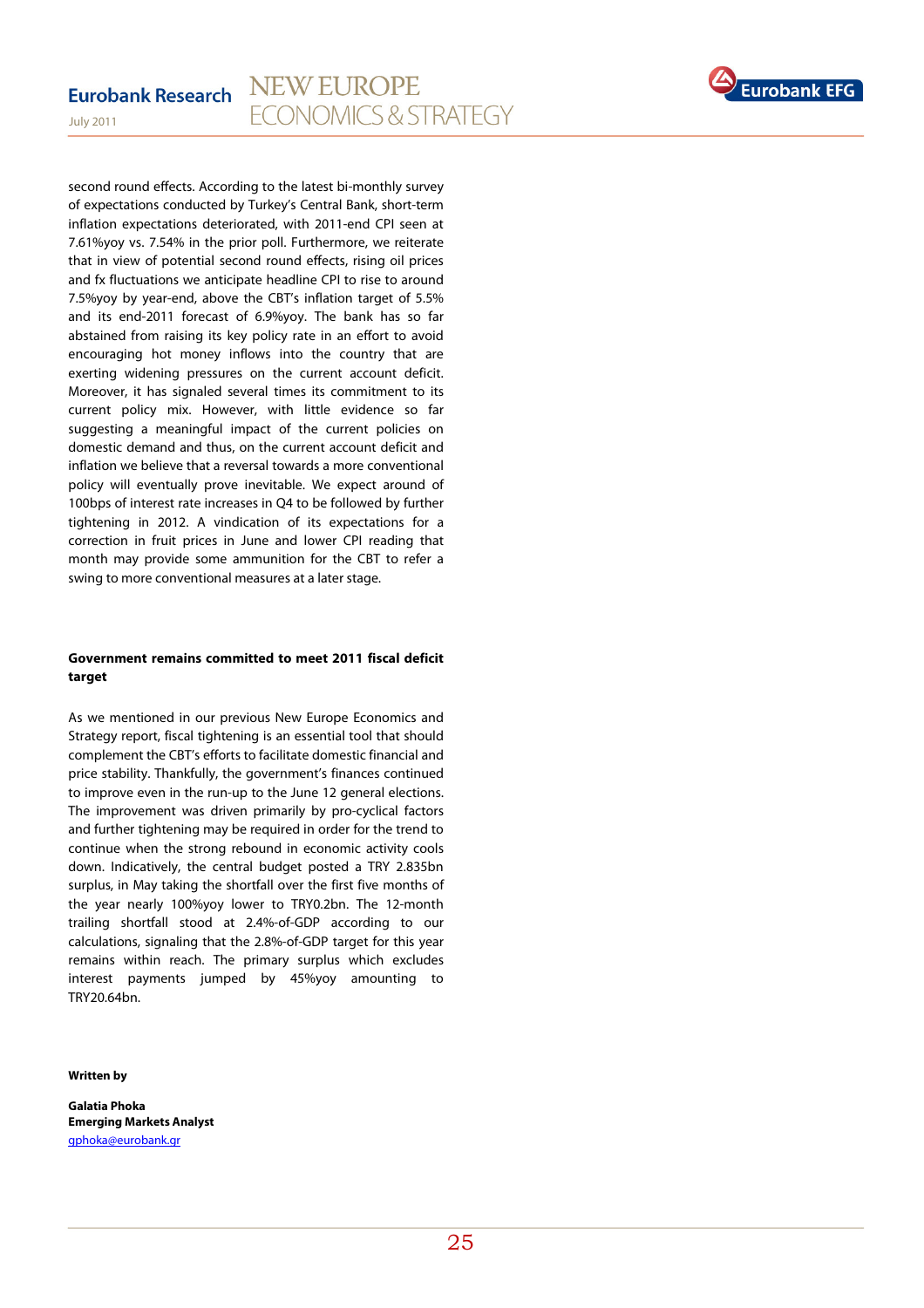second round effects. According to the latest bi-monthly survey of expectations conducted by Turkey's Central Bank, short-term inflation expectations deteriorated, with 2011-end CPI seen at 7.61%yoy vs. 7.54% in the prior poll. Furthermore, we reiterate that in view of potential second round effects, rising oil prices and fx fluctuations we anticipate headline CPI to rise to around 7.5%yoy by year-end, above the CBT's inflation target of 5.5% and its end-2011 forecast of 6.9%yoy. The bank has so far abstained from raising its key policy rate in an effort to avoid encouraging hot money inflows into the country that are exerting widening pressures on the current account deficit. Moreover, it has signaled several times its commitment to its current policy mix. However, with little evidence so far suggesting a meaningful impact of the current policies on domestic demand and thus, on the current account deficit and inflation we believe that a reversal towards a more conventional policy will eventually prove inevitable. We expect around of 100bps of interest rate increases in Q4 to be followed by further tightening in 2012. A vindication of its expectations for a correction in fruit prices in June and lower CPI reading that month may provide some ammunition for the CBT to refer a swing to more conventional measures at a later stage.

**Government remains committed to meet 2011 fiscal deficit target**

As we mentioned in our previous New Europe Economics and Strategy report, fiscal tightening is an essential tool that should complement the CBT's efforts to facilitate domestic financial and price stability. Thankfully, the government's finances continued to improve even in the run-up to the June 12 general elections. The improvement was driven primarily by pro-cyclical factors and further tightening may be required in order for the trend to continue when the strong rebound in economic activity cools down. Indicatively, the central budget posted a TRY 2.835bn surplus, in May taking the shortfall over the first five months of the year nearly 100%yoy lower to TRY0.2bn. The 12-month trailing shortfall stood at 2.4%-of-GDP according to our calculations, signaling that the 2.8%-of-GDP target for this year remains within reach. The primary surplus which excludes interest payments jumped by 45%yoy amounting to TRY20.64bn.

**Written by**

**Galatia Phoka**
**Emerging Markets Analyst**
gphoka@eurobank.gr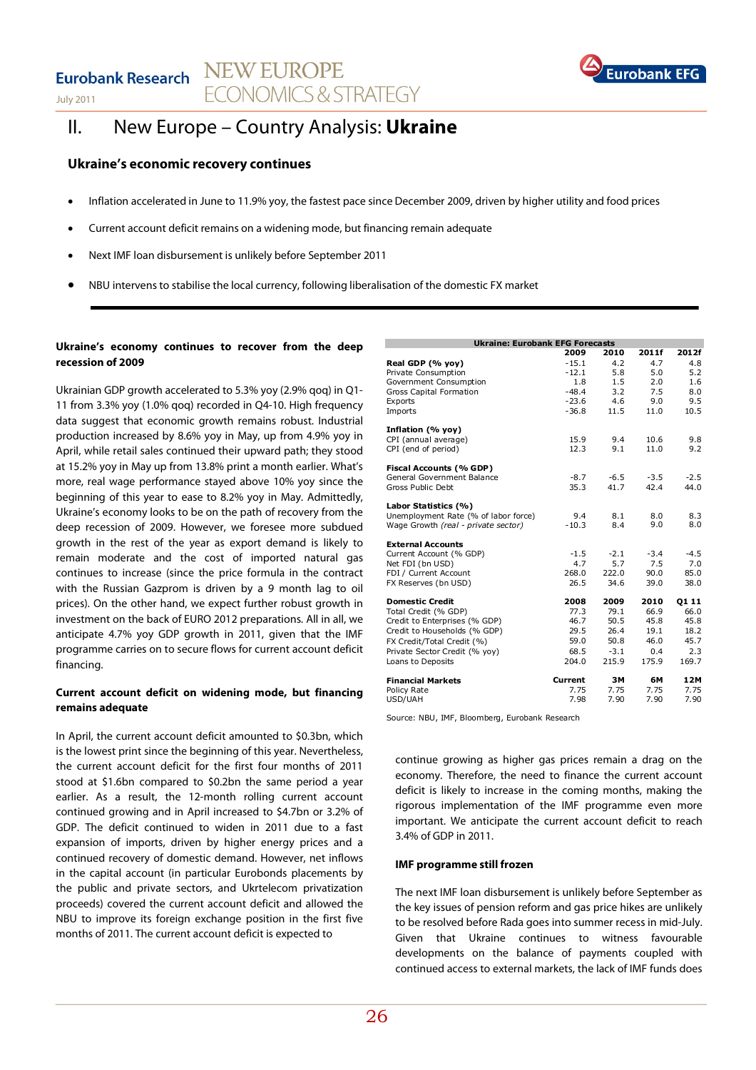# II. New Europe – Country Analysis: **Ukraine**

## Ukraine's economic recovery continues

- Inflation accelerated in June to 11.9% yoy, the fastest pace since December 2009, driven by higher utility and food prices
- Current account deficit remains on a widening mode, but financing remain adequate
- Next IMF loan disbursement is unlikely before September 2011
- NBU intervens to stabilise the local currency, following liberalisation of the domestic FX market

### Ukraine's economy continues to recover from the deep recession of 2009

Ukrainian GDP growth accelerated to 5.3% yoy (2.9% qoq) in Q1-11 from 3.3% yoy (1.0% qoq) recorded in Q4-10. High frequency data suggest that economic growth remains robust. Industrial production increased by 8.6% yoy in May, up from 4.9% yoy in April, while retail sales continued their upward path; they stood at 15.2% yoy in May up from 13.8% print a month earlier. What's more, real wage performance stayed above 10% yoy since the beginning of this year to ease to 8.2% yoy in May. Admittedly, Ukraine's economy looks to be on the path of recovery from the deep recession of 2009. However, we foresee more subdued growth in the rest of the year as export demand is likely to remain moderate and the cost of imported natural gas continues to increase (since the price formula in the contract with the Russian Gazprom is driven by a 9 month lag to oil prices). On the other hand, we expect further robust growth in investment on the back of EURO 2012 preparations. All in all, we anticipate 4.7% yoy GDP growth in 2011, given that the IMF programme carries on to secure flows for current account deficit financing.

### Current account deficit on widening mode, but financing remains adequate

In April, the current account deficit amounted to $0.3bn, which is the lowest print since the beginning of this year. Nevertheless, the current account deficit for the first four months of 2011 stood at $1.6bn compared to $0.2bn the same period a year earlier. As a result, the 12-month rolling current account continued growing and in April increased to $4.7bn or 3.2% of GDP. The deficit continued to widen in 2011 due to a fast expansion of imports, driven by higher energy prices and a continued recovery of domestic demand. However, net inflows in the capital account (in particular Eurobonds placements by the public and private sectors, and Ukrtelecom privatization proceeds) covered the current account deficit and allowed the NBU to improve its foreign exchange position in the first five months of 2011. The current account deficit is expected to continue growing as higher gas prices remain a drag on the economy. Therefore, the need to finance the current account deficit is likely to increase in the coming months, making the rigorous implementation of the IMF programme even more important. We anticipate the current account deficit to reach 3.4% of GDP in 2011.

**Ukraine: Eurobank EFG Forecasts**

| | 2009 | 2010 | 2011f | 2012f |
|---|---|---|---|---|
| **Real GDP (% yoy)** | -15.1 | 4.2 | 4.7 | 4.8 |
| Private Consumption | -12.1 | 5.8 | 5.0 | 5.2 |
| Government Consumption | 1.8 | 1.5 | 2.0 | 1.6 |
| Gross Capital Formation | -48.4 | 3.2 | 7.5 | 8.0 |
| Exports | -23.6 | 4.6 | 9.0 | 9.5 |
| Imports | -36.8 | 11.5 | 11.0 | 10.5 |
| **Inflation (% yoy)** | | | | |
| CPI (annual average) | 15.9 | 9.4 | 10.6 | 9.8 |
| CPI (end of period) | 12.3 | 9.1 | 11.0 | 9.2 |
| **Fiscal Accounts (% GDP)** | | | | |
| General Government Balance | -8.7 | -6.5 | -3.5 | -2.5 |
| Gross Public Debt | 35.3 | 41.7 | 42.4 | 44.0 |
| **Labor Statistics (%)** | | | | |
| Unemployment Rate (% of labor force) | 9.4 | 8.1 | 8.0 | 8.3 |
| Wage Growth *(real - private sector)* | -10.3 | 8.4 | 9.0 | 8.0 |
| **External Accounts** | | | | |
| Current Account (% GDP) | -1.5 | -2.1 | -3.4 | -4.5 |
| Net FDI (bn USD) | 4.7 | 5.7 | 7.5 | 7.0 |
| FDI / Current Account | 268.0 | 222.0 | 90.0 | 85.0 |
| FX Reserves (bn USD) | 26.5 | 34.6 | 39.0 | 38.0 |
| **Domestic Credit** | **2008** | **2009** | **2010** | **Q1 11** |
| Total Credit (% GDP) | 77.3 | 79.1 | 66.9 | 66.0 |
| Credit to Enterprises (% GDP) | 46.7 | 50.5 | 45.8 | 45.8 |
| Credit to Households (% GDP) | 29.5 | 26.4 | 19.1 | 18.2 |
| FX Credit/Total Credit (%) | 59.0 | 50.8 | 46.0 | 45.7 |
| Private Sector Credit (% yoy) | 68.5 | -3.1 | 0.4 | 2.3 |
| Loans to Deposits | 204.0 | 215.9 | 175.9 | 169.7 |
| **Financial Markets** | **Current** | **3M** | **6M** | **12M** |
| Policy Rate | 7.75 | 7.75 | 7.75 | 7.75 |
| USD/UAH | 7.98 | 7.90 | 7.90 | 7.90 |

Source: NBU, IMF, Bloomberg, Eurobank Research

### IMF programme still frozen

The next IMF loan disbursement is unlikely before September as the key issues of pension reform and gas price hikes are unlikely to be resolved before Rada goes into summer recess in mid-July. Given that Ukraine continues to witness favourable developments on the balance of payments coupled with continued access to external markets, the lack of IMF funds does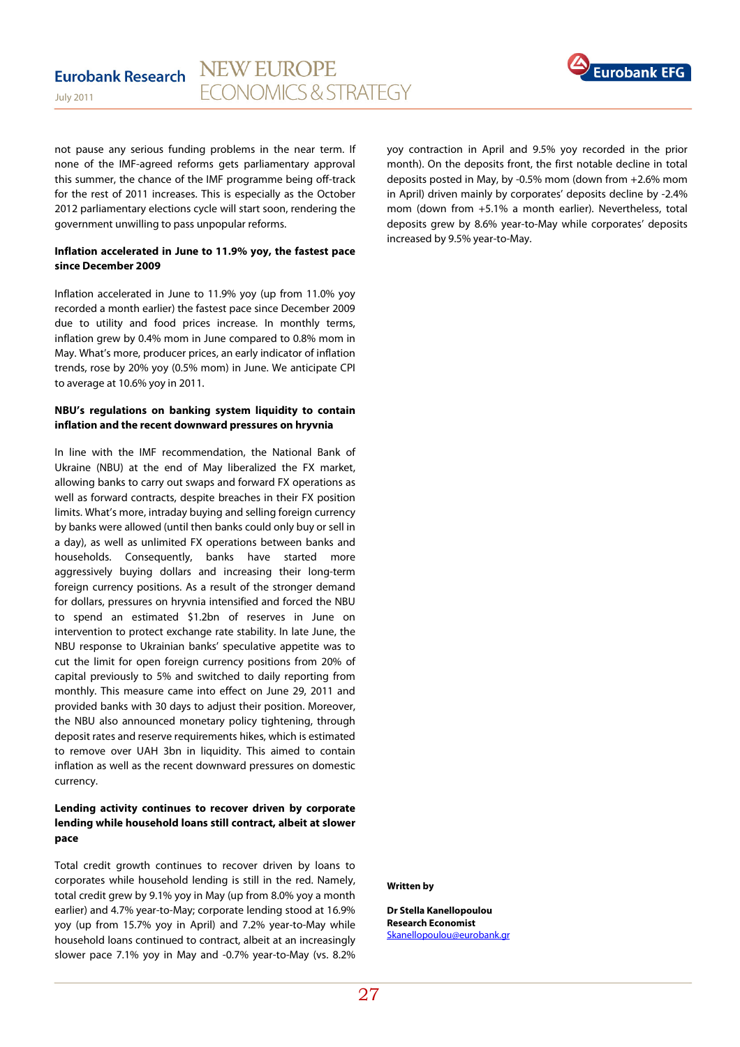not pause any serious funding problems in the near term. If none of the IMF-agreed reforms gets parliamentary approval this summer, the chance of the IMF programme being off-track for the rest of 2011 increases. This is especially as the October 2012 parliamentary elections cycle will start soon, rendering the government unwilling to pass unpopular reforms.

**Inflation accelerated in June to 11.9% yoy, the fastest pace since December 2009**

Inflation accelerated in June to 11.9% yoy (up from 11.0% yoy recorded a month earlier) the fastest pace since December 2009 due to utility and food prices increase. In monthly terms, inflation grew by 0.4% mom in June compared to 0.8% mom in May. What's more, producer prices, an early indicator of inflation trends, rose by 20% yoy (0.5% mom) in June. We anticipate CPI to average at 10.6% yoy in 2011.

**NBU's regulations on banking system liquidity to contain inflation and the recent downward pressures on hryvnia**

In line with the IMF recommendation, the National Bank of Ukraine (NBU) at the end of May liberalized the FX market, allowing banks to carry out swaps and forward FX operations as well as forward contracts, despite breaches in their FX position limits. What's more, intraday buying and selling foreign currency by banks were allowed (until then banks could only buy or sell in a day), as well as unlimited FX operations between banks and households. Consequently, banks have started more aggressively buying dollars and increasing their long-term foreign currency positions. As a result of the stronger demand for dollars, pressures on hryvnia intensified and forced the NBU to spend an estimated $1.2bn of reserves in June on intervention to protect exchange rate stability. In late June, the NBU response to Ukrainian banks' speculative appetite was to cut the limit for open foreign currency positions from 20% of capital previously to 5% and switched to daily reporting from monthly. This measure came into effect on June 29, 2011 and provided banks with 30 days to adjust their position. Moreover, the NBU also announced monetary policy tightening, through deposit rates and reserve requirements hikes, which is estimated to remove over UAH 3bn in liquidity. This aimed to contain inflation as well as the recent downward pressures on domestic currency.

**Lending activity continues to recover driven by corporate lending while household loans still contract, albeit at slower pace**

Total credit growth continues to recover driven by loans to corporates while household lending is still in the red. Namely, total credit grew by 9.1% yoy in May (up from 8.0% yoy a month earlier) and 4.7% year-to-May; corporate lending stood at 16.9% yoy (up from 15.7% yoy in April) and 7.2% year-to-May while household loans continued to contract, albeit at an increasingly slower pace 7.1% yoy in May and -0.7% year-to-May (vs. 8.2% yoy contraction in April and 9.5% yoy recorded in the prior month). On the deposits front, the first notable decline in total deposits posted in May, by -0.5% mom (down from +2.6% mom in April) driven mainly by corporates' deposits decline by -2.4% mom (down from +5.1% a month earlier). Nevertheless, total deposits grew by 8.6% year-to-May while corporates' deposits increased by 9.5% year-to-May.

**Written by**

**Dr Stella Kanellopoulou**
**Research Economist**
Skanellopoulou@eurobank.gr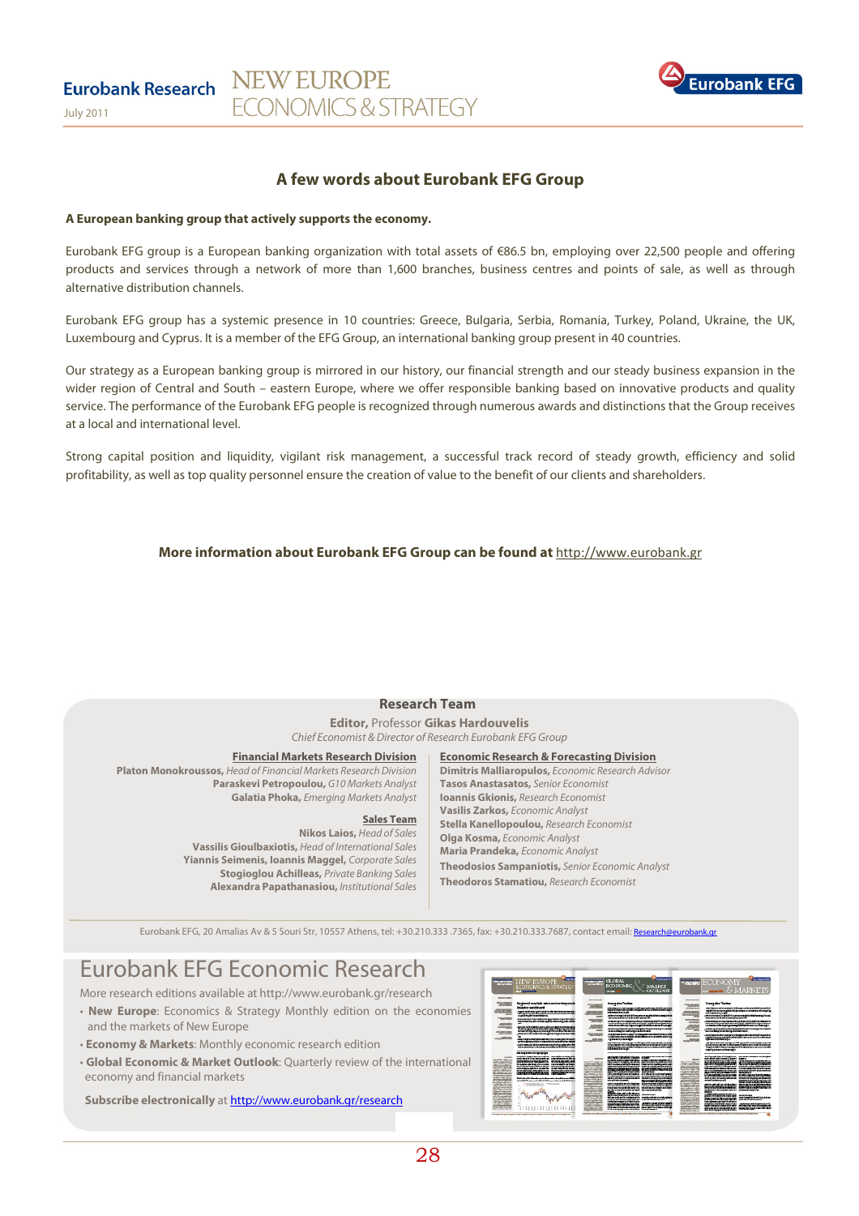## A few words about Eurobank EFG Group

**A European banking group that actively supports the economy.**

Eurobank EFG group is a European banking organization with total assets of €86.5 bn, employing over 22,500 people and offering products and services through a network of more than 1,600 branches, business centres and points of sale, as well as through alternative distribution channels.

Eurobank EFG group has a systemic presence in 10 countries: Greece, Bulgaria, Serbia, Romania, Turkey, Poland, Ukraine, the UK, Luxembourg and Cyprus. It is a member of the EFG Group, an international banking group present in 40 countries.

Our strategy as a European banking group is mirrored in our history, our financial strength and our steady business expansion in the wider region of Central and South – eastern Europe, where we offer responsible banking based on innovative products and quality service. The performance of the Eurobank EFG people is recognized through numerous awards and distinctions that the Group receives at a local and international level.

Strong capital position and liquidity, vigilant risk management, a successful track record of steady growth, efficiency and solid profitability, as well as top quality personnel ensure the creation of value to the benefit of our clients and shareholders.

**More information about Eurobank EFG Group can be found at** http://www.eurobank.gr

### Research Team

**Editor,** Professor **Gikas Hardouvelis**
*Chief Economist & Director of Research Eurobank EFG Group*

**Financial Markets Research Division**

**Platon Monokroussos,** *Head of Financial Markets Research Division*
**Paraskevi Petropoulou,** *G10 Markets Analyst*
**Galatia Phoka,** *Emerging Markets Analyst*

**Sales Team**

**Nikos Laios,** *Head of Sales*
**Vassilis Gioulbaxiotis,** *Head of International Sales*
**Yiannis Seimenis, Ioannis Maggel,** *Corporate Sales*
**Stogioglou Achilleas,** *Private Banking Sales*
**Alexandra Papathanasiou,** *Institutional Sales*

**Economic Research & Forecasting Division**

**Dimitris Malliaropulos,** *Economic Research Advisor*
**Tasos Anastasatos,** *Senior Economist*
**Ioannis Gkionis,** *Research Economist*
**Vasilis Zarkos,** *Economic Analyst*
**Stella Kanellopoulou,** *Research Economist*
**Olga Kosma,** *Economic Analyst*
**Maria Prandeka,** *Economic Analyst*
**Theodosios Sampaniotis,** *Senior Economic Analyst*
**Theodoros Stamatiou,** *Research Economist*

Eurobank EFG, 20 Amalias Av & 5 Souri Str, 10557 Athens, tel: +30.210.333 .7365, fax: +30.210.333.7687, contact email: Research@eurobank.gr

## Eurobank EFG Economic Research

More research editions available at http://www.eurobank.gr/research

- **New Europe**: Economics & Strategy Monthly edition on the economies and the markets of New Europe
- **Economy & Markets**: Monthly economic research edition
- **Global Economic & Market Outlook**: Quarterly review of the international economy and financial markets

**Subscribe electronically** at http://www.eurobank.gr/research